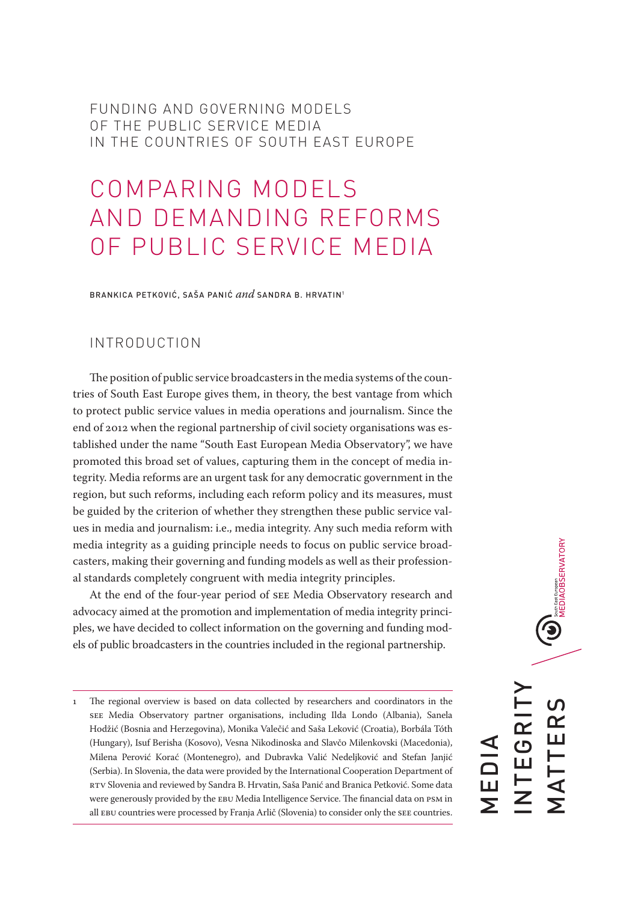FUNDING AND GOVERNING MODELS
OF THE PUBLIC SERVICE MEDIA
IN THE COUNTRIES OF SOUTH EAST EUROPE

# COMPARING MODELS AND DEMANDING REFORMS OF PUBLIC SERVICE MEDIA

BRANKICA PETKOVIĆ, SAŠA PANIĆ *and* SANDRA B. HRVATIN[1]

## INTRODUCTION

The position of public service broadcasters in the media systems of the countries of South East Europe gives them, in theory, the best vantage from which to protect public service values in media operations and journalism. Since the end of 2012 when the regional partnership of civil society organisations was established under the name "South East European Media Observatory", we have promoted this broad set of values, capturing them in the concept of media integrity. Media reforms are an urgent task for any democratic government in the region, but such reforms, including each reform policy and its measures, must be guided by the criterion of whether they strengthen these public service values in media and journalism: i.e., media integrity. Any such media reform with media integrity as a guiding principle needs to focus on public service broadcasters, making their governing and funding models as well as their professional standards completely congruent with media integrity principles.

At the end of the four-year period of SEE Media Observatory research and advocacy aimed at the promotion and implementation of media integrity principles, we have decided to collect information on the governing and funding models of public broadcasters in the countries included in the regional partnership.

[1] The regional overview is based on data collected by researchers and coordinators in the SEE Media Observatory partner organisations, including Ilda Londo (Albania), Sanela Hodžić (Bosnia and Herzegovina), Monika Valečić and Saša Leković (Croatia), Borbála Tóth (Hungary), Isuf Berisha (Kosovo), Vesna Nikodinoska and Slavčo Milenkovski (Macedonia), Milena Perović Korać (Montenegro), and Dubravka Valić Nedeljković and Stefan Janjić (Serbia). In Slovenia, the data were provided by the International Cooperation Department of RTV Slovenia and reviewed by Sandra B. Hrvatin, Saša Panić and Branica Petković. Some data were generously provided by the EBU Media Intelligence Service. The financial data on PSM in all EBU countries were processed by Franja Arlič (Slovenia) to consider only the SEE countries.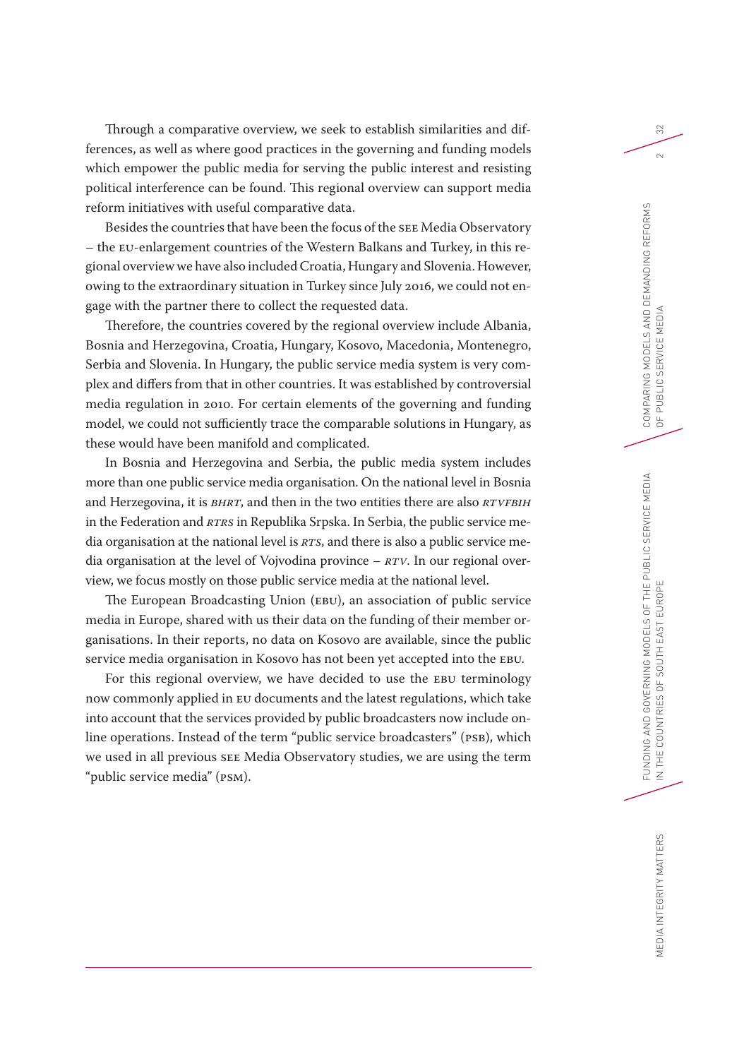Through a comparative overview, we seek to establish similarities and differences, as well as where good practices in the governing and funding models which empower the public media for serving the public interest and resisting political interference can be found. This regional overview can support media reform initiatives with useful comparative data.

Besides the countries that have been the focus of the SEE Media Observatory – the EU-enlargement countries of the Western Balkans and Turkey, in this regional overview we have also included Croatia, Hungary and Slovenia. However, owing to the extraordinary situation in Turkey since July 2016, we could not engage with the partner there to collect the requested data.

Therefore, the countries covered by the regional overview include Albania, Bosnia and Herzegovina, Croatia, Hungary, Kosovo, Macedonia, Montenegro, Serbia and Slovenia. In Hungary, the public service media system is very complex and differs from that in other countries. It was established by controversial media regulation in 2010. For certain elements of the governing and funding model, we could not sufficiently trace the comparable solutions in Hungary, as these would have been manifold and complicated.

In Bosnia and Herzegovina and Serbia, the public media system includes more than one public service media organisation. On the national level in Bosnia and Herzegovina, it is *BHRT*, and then in the two entities there are also *RTVFBIH* in the Federation and *RTRS* in Republika Srpska. In Serbia, the public service media organisation at the national level is *RTS*, and there is also a public service media organisation at the level of Vojvodina province – *RTV*. In our regional overview, we focus mostly on those public service media at the national level.

The European Broadcasting Union (EBU), an association of public service media in Europe, shared with us their data on the funding of their member organisations. In their reports, no data on Kosovo are available, since the public service media organisation in Kosovo has not been yet accepted into the EBU.

For this regional overview, we have decided to use the EBU terminology now commonly applied in EU documents and the latest regulations, which take into account that the services provided by public broadcasters now include online operations. Instead of the term "public service broadcasters" (PSB), which we used in all previous SEE Media Observatory studies, we are using the term "public service media" (PSM).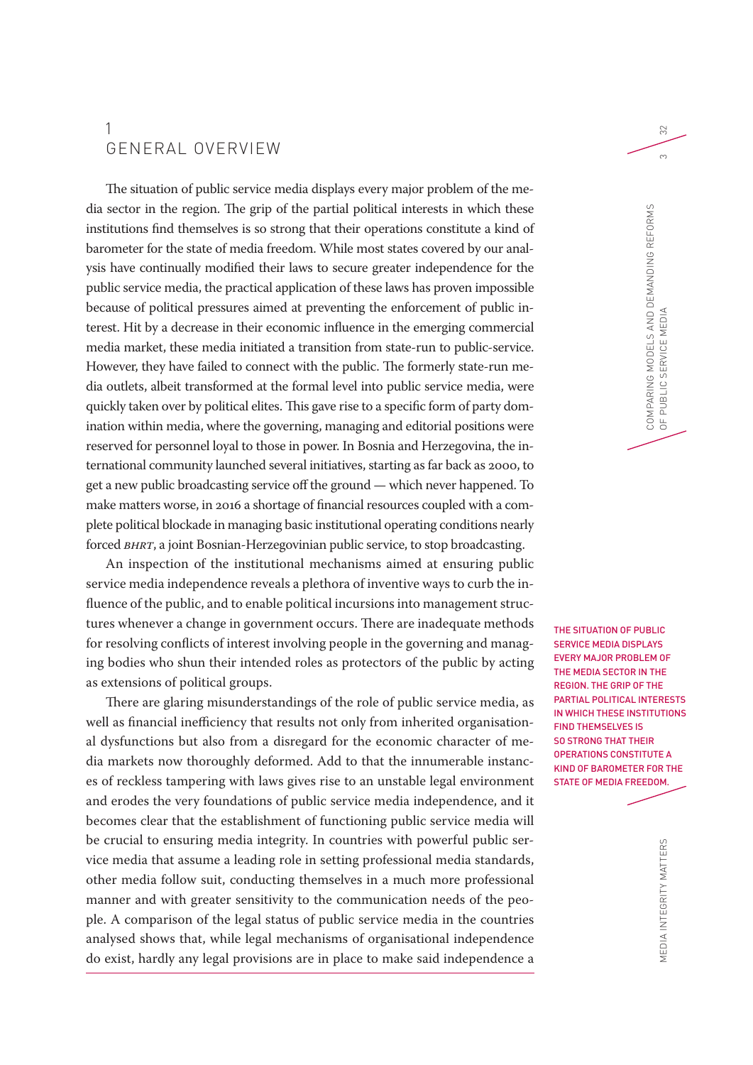# 1 GENERAL OVERVIEW

The situation of public service media displays every major problem of the media sector in the region. The grip of the partial political interests in which these institutions find themselves is so strong that their operations constitute a kind of barometer for the state of media freedom. While most states covered by our analysis have continually modified their laws to secure greater independence for the public service media, the practical application of these laws has proven impossible because of political pressures aimed at preventing the enforcement of public interest. Hit by a decrease in their economic influence in the emerging commercial media market, these media initiated a transition from state-run to public-service. However, they have failed to connect with the public. The formerly state-run media outlets, albeit transformed at the formal level into public service media, were quickly taken over by political elites. This gave rise to a specific form of party domination within media, where the governing, managing and editorial positions were reserved for personnel loyal to those in power. In Bosnia and Herzegovina, the international community launched several initiatives, starting as far back as 2000, to get a new public broadcasting service off the ground — which never happened. To make matters worse, in 2016 a shortage of financial resources coupled with a complete political blockade in managing basic institutional operating conditions nearly forced *BHRT*, a joint Bosnian-Herzegovinian public service, to stop broadcasting.

An inspection of the institutional mechanisms aimed at ensuring public service media independence reveals a plethora of inventive ways to curb the influence of the public, and to enable political incursions into management structures whenever a change in government occurs. There are inadequate methods for resolving conflicts of interest involving people in the governing and managing bodies who shun their intended roles as protectors of the public by acting as extensions of political groups.

THE SITUATION OF PUBLIC SERVICE MEDIA DISPLAYS EVERY MAJOR PROBLEM OF THE MEDIA SECTOR IN THE REGION. THE GRIP OF THE PARTIAL POLITICAL INTERESTS IN WHICH THESE INSTITUTIONS FIND THEMSELVES IS SO STRONG THAT THEIR OPERATIONS CONSTITUTE A KIND OF BAROMETER FOR THE STATE OF MEDIA FREEDOM.

There are glaring misunderstandings of the role of public service media, as well as financial inefficiency that results not only from inherited organisational dysfunctions but also from a disregard for the economic character of media markets now thoroughly deformed. Add to that the innumerable instances of reckless tampering with laws gives rise to an unstable legal environment and erodes the very foundations of public service media independence, and it becomes clear that the establishment of functioning public service media will be crucial to ensuring media integrity. In countries with powerful public service media that assume a leading role in setting professional media standards, other media follow suit, conducting themselves in a much more professional manner and with greater sensitivity to the communication needs of the people. A comparison of the legal status of public service media in the countries analysed shows that, while legal mechanisms of organisational independence do exist, hardly any legal provisions are in place to make said independence a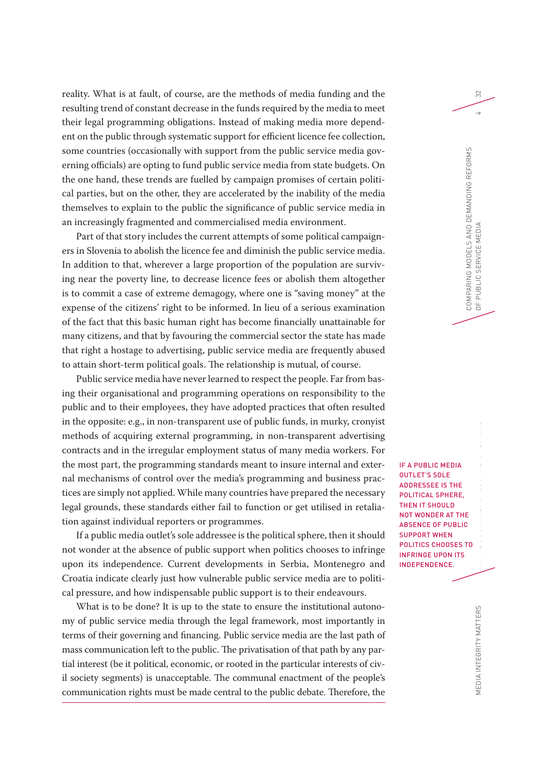reality. What is at fault, of course, are the methods of media funding and the resulting trend of constant decrease in the funds required by the media to meet their legal programming obligations. Instead of making media more dependent on the public through systematic support for efficient licence fee collection, some countries (occasionally with support from the public service media governing officials) are opting to fund public service media from state budgets. On the one hand, these trends are fuelled by campaign promises of certain political parties, but on the other, they are accelerated by the inability of the media themselves to explain to the public the significance of public service media in an increasingly fragmented and commercialised media environment.

Part of that story includes the current attempts of some political campaigners in Slovenia to abolish the licence fee and diminish the public service media. In addition to that, wherever a large proportion of the population are surviving near the poverty line, to decrease licence fees or abolish them altogether is to commit a case of extreme demagogy, where one is "saving money" at the expense of the citizens' right to be informed. In lieu of a serious examination of the fact that this basic human right has become financially unattainable for many citizens, and that by favouring the commercial sector the state has made that right a hostage to advertising, public service media are frequently abused to attain short-term political goals. The relationship is mutual, of course.

Public service media have never learned to respect the people. Far from basing their organisational and programming operations on responsibility to the public and to their employees, they have adopted practices that often resulted in the opposite: e.g., in non-transparent use of public funds, in murky, cronyist methods of acquiring external programming, in non-transparent advertising contracts and in the irregular employment status of many media workers. For the most part, the programming standards meant to insure internal and external mechanisms of control over the media's programming and business practices are simply not applied. While many countries have prepared the necessary legal grounds, these standards either fail to function or get utilised in retaliation against individual reporters or programmes.

IF A PUBLIC MEDIA OUTLET'S SOLE ADDRESSEE IS THE POLITICAL SPHERE, THEN IT SHOULD NOT WONDER AT THE ABSENCE OF PUBLIC SUPPORT WHEN POLITICS CHOOSES TO INFRINGE UPON ITS INDEPENDENCE.

If a public media outlet's sole addressee is the political sphere, then it should not wonder at the absence of public support when politics chooses to infringe upon its independence. Current developments in Serbia, Montenegro and Croatia indicate clearly just how vulnerable public service media are to political pressure, and how indispensable public support is to their endeavours.

What is to be done? It is up to the state to ensure the institutional autonomy of public service media through the legal framework, most importantly in terms of their governing and financing. Public service media are the last path of mass communication left to the public. The privatisation of that path by any partial interest (be it political, economic, or rooted in the particular interests of civil society segments) is unacceptable. The communal enactment of the people's communication rights must be made central to the public debate. Therefore, the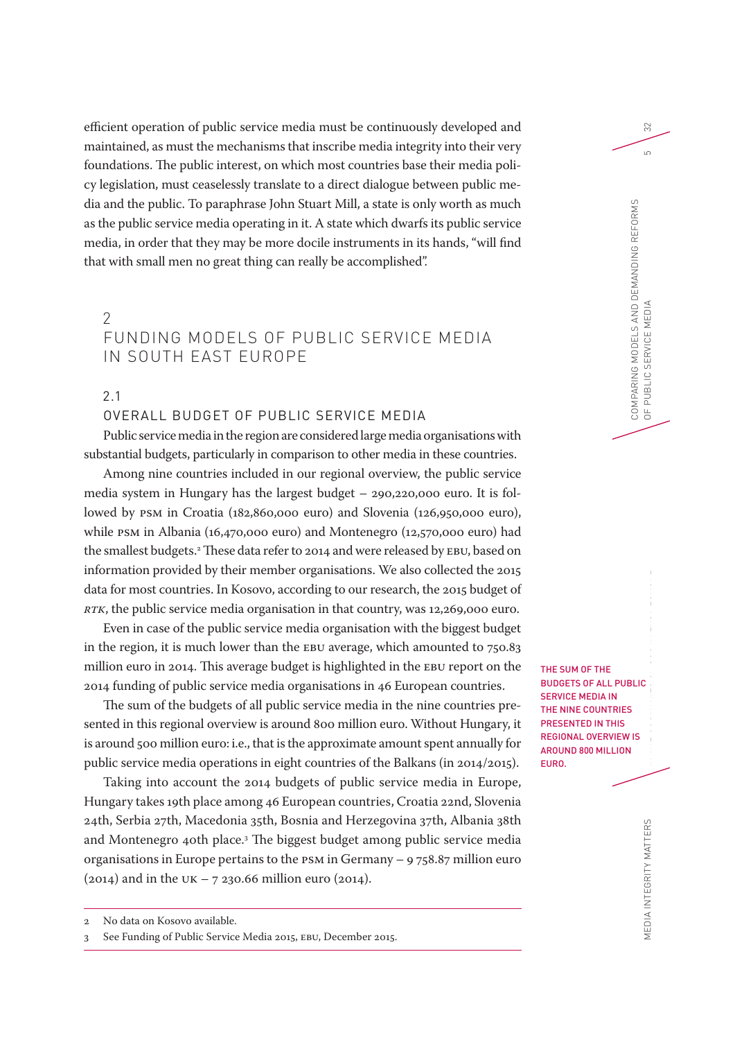efficient operation of public service media must be continuously developed and maintained, as must the mechanisms that inscribe media integrity into their very foundations. The public interest, on which most countries base their media policy legislation, must ceaselessly translate to a direct dialogue between public media and the public. To paraphrase John Stuart Mill, a state is only worth as much as the public service media operating in it. A state which dwarfs its public service media, in order that they may be more docile instruments in its hands, "will find that with small men no great thing can really be accomplished".

## 2 FUNDING MODELS OF PUBLIC SERVICE MEDIA IN SOUTH EAST EUROPE

### 2.1 OVERALL BUDGET OF PUBLIC SERVICE MEDIA

Public service media in the region are considered large media organisations with substantial budgets, particularly in comparison to other media in these countries.

Among nine countries included in our regional overview, the public service media system in Hungary has the largest budget – 290,220,000 euro. It is followed by PSM in Croatia (182,860,000 euro) and Slovenia (126,950,000 euro), while PSM in Albania (16,470,000 euro) and Montenegro (12,570,000 euro) had the smallest budgets.[2] These data refer to 2014 and were released by EBU, based on information provided by their member organisations. We also collected the 2015 data for most countries. In Kosovo, according to our research, the 2015 budget of *RTK*, the public service media organisation in that country, was 12,269,000 euro.

Even in case of the public service media organisation with the biggest budget in the region, it is much lower than the EBU average, which amounted to 750.83 million euro in 2014. This average budget is highlighted in the EBU report on the 2014 funding of public service media organisations in 46 European countries.

The sum of the budgets of all public service media in the nine countries presented in this regional overview is around 800 million euro. Without Hungary, it is around 500 million euro: i.e., that is the approximate amount spent annually for public service media operations in eight countries of the Balkans (in 2014/2015).

THE SUM OF THE BUDGETS OF ALL PUBLIC SERVICE MEDIA IN THE NINE COUNTRIES PRESENTED IN THIS REGIONAL OVERVIEW IS AROUND 800 MILLION EURO.

Taking into account the 2014 budgets of public service media in Europe, Hungary takes 19th place among 46 European countries, Croatia 22nd, Slovenia 24th, Serbia 27th, Macedonia 35th, Bosnia and Herzegovina 37th, Albania 38th and Montenegro 40th place.[3] The biggest budget among public service media organisations in Europe pertains to the PSM in Germany – 9 758.87 million euro (2014) and in the UK – 7 230.66 million euro (2014).

---

2 No data on Kosovo available.

3 See Funding of Public Service Media 2015, EBU, December 2015.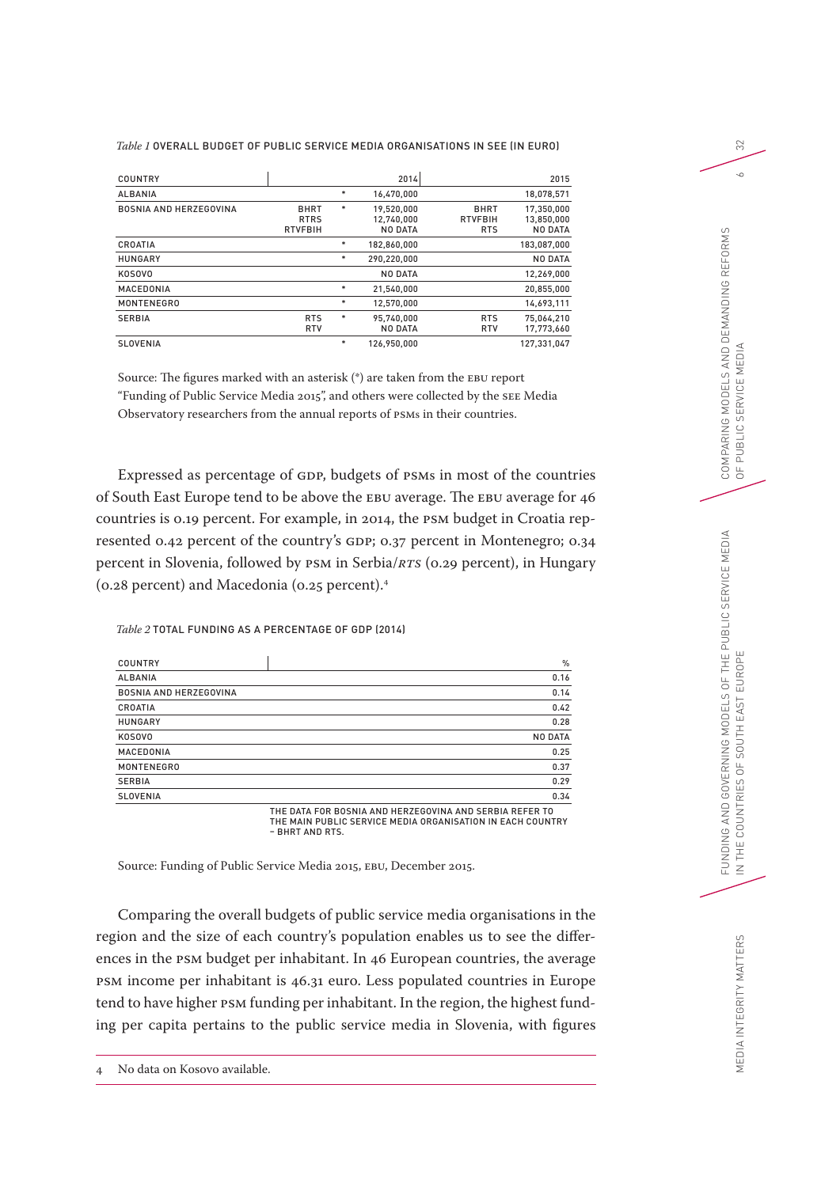*Table 1* OVERALL BUDGET OF PUBLIC SERVICE MEDIA ORGANISATIONS IN SEE (IN EURO)

| COUNTRY | | | 2014 | | 2015 |
|---|---|---|---|---|---|
| ALBANIA | | * | 16,470,000 | | 18,078,571 |
| BOSNIA AND HERZEGOVINA | BHRT<br>RTRS<br>RTVFBIH | * | 19,520,000<br>12,740,000<br>NO DATA | BHRT<br>RTVFBIH<br>RTS | 17,350,000<br>13,850,000<br>NO DATA |
| CROATIA | | * | 182,860,000 | | 183,087,000 |
| HUNGARY | | * | 290,220,000 | | NO DATA |
| KOSOVO | | | NO DATA | | 12,269,000 |
| MACEDONIA | | * | 21,540,000 | | 20,855,000 |
| MONTENEGRO | | * | 12,570,000 | | 14,693,111 |
| SERBIA | RTS<br>RTV | * | 95,740,000<br>NO DATA | RTS<br>RTV | 75,064,210<br>17,773,660 |
| SLOVENIA | | * | 126,950,000 | | 127,331,047 |

Source: The figures marked with an asterisk (*) are taken from the EBU report "Funding of Public Service Media 2015", and others were collected by the SEE Media Observatory researchers from the annual reports of PSMs in their countries.

Expressed as percentage of GDP, budgets of PSMs in most of the countries of South East Europe tend to be above the EBU average. The EBU average for 46 countries is 0.19 percent. For example, in 2014, the PSM budget in Croatia represented 0.42 percent of the country's GDP; 0.37 percent in Montenegro; 0.34 percent in Slovenia, followed by PSM in Serbia/*RTS* (0.29 percent), in Hungary (0.28 percent) and Macedonia (0.25 percent).[4]

*Table 2* TOTAL FUNDING AS A PERCENTAGE OF GDP (2014)

| COUNTRY | % |
|---|---|
| ALBANIA | 0.16 |
| BOSNIA AND HERZEGOVINA | 0.14 |
| CROATIA | 0.42 |
| HUNGARY | 0.28 |
| KOSOVO | NO DATA |
| MACEDONIA | 0.25 |
| MONTENEGRO | 0.37 |
| SERBIA | 0.29 |
| SLOVENIA | 0.34 |

THE DATA FOR BOSNIA AND HERZEGOVINA AND SERBIA REFER TO THE MAIN PUBLIC SERVICE MEDIA ORGANISATION IN EACH COUNTRY – BHRT AND RTS.

Source: Funding of Public Service Media 2015, EBU, December 2015.

Comparing the overall budgets of public service media organisations in the region and the size of each country's population enables us to see the differences in the PSM budget per inhabitant. In 46 European countries, the average PSM income per inhabitant is 46.31 euro. Less populated countries in Europe tend to have higher PSM funding per inhabitant. In the region, the highest funding per capita pertains to the public service media in Slovenia, with figures

4 No data on Kosovo available.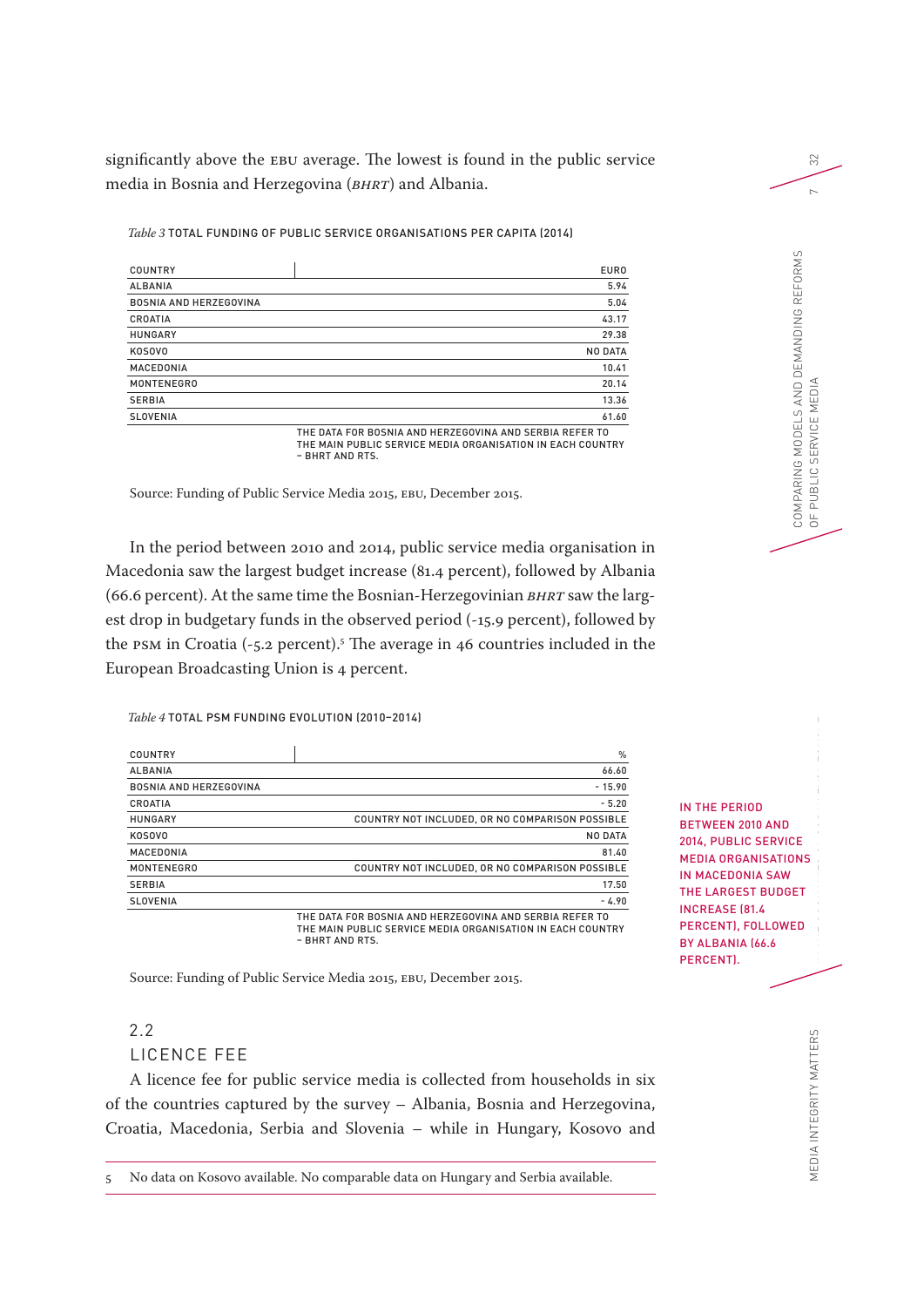significantly above the EBU average. The lowest is found in the public service media in Bosnia and Herzegovina (*BHRT*) and Albania.

*Table 3* TOTAL FUNDING OF PUBLIC SERVICE ORGANISATIONS PER CAPITA (2014)

| COUNTRY | EURO |
|---|---|
| ALBANIA | 5.94 |
| BOSNIA AND HERZEGOVINA | 5.04 |
| CROATIA | 43.17 |
| HUNGARY | 29.38 |
| KOSOVO | NO DATA |
| MACEDONIA | 10.41 |
| MONTENEGRO | 20.14 |
| SERBIA | 13.36 |
| SLOVENIA | 61.60 |

THE DATA FOR BOSNIA AND HERZEGOVINA AND SERBIA REFER TO THE MAIN PUBLIC SERVICE MEDIA ORGANISATION IN EACH COUNTRY – BHRT AND RTS.

Source: Funding of Public Service Media 2015, EBU, December 2015.

In the period between 2010 and 2014, public service media organisation in Macedonia saw the largest budget increase (81.4 percent), followed by Albania (66.6 percent). At the same time the Bosnian-Herzegovinian *BHRT* saw the largest drop in budgetary funds in the observed period (-15.9 percent), followed by the PSM in Croatia (-5.2 percent).[5] The average in 46 countries included in the European Broadcasting Union is 4 percent.

*Table 4* TOTAL PSM FUNDING EVOLUTION (2010–2014)

| COUNTRY | % |
|---|---|
| ALBANIA | 66.60 |
| BOSNIA AND HERZEGOVINA | - 15.90 |
| CROATIA | - 5.20 |
| HUNGARY | COUNTRY NOT INCLUDED, OR NO COMPARISON POSSIBLE |
| KOSOVO | NO DATA |
| MACEDONIA | 81.40 |
| MONTENEGRO | COUNTRY NOT INCLUDED, OR NO COMPARISON POSSIBLE |
| SERBIA | 17.50 |
| SLOVENIA | - 4.90 |

THE DATA FOR BOSNIA AND HERZEGOVINA AND SERBIA REFER TO THE MAIN PUBLIC SERVICE MEDIA ORGANISATION IN EACH COUNTRY – BHRT AND RTS.

Source: Funding of Public Service Media 2015, EBU, December 2015.

IN THE PERIOD BETWEEN 2010 AND 2014, PUBLIC SERVICE MEDIA ORGANISATIONS IN MACEDONIA SAW THE LARGEST BUDGET INCREASE (81.4 PERCENT), FOLLOWED BY ALBANIA (66.6 PERCENT).

## 2.2 LICENCE FEE

A licence fee for public service media is collected from households in six of the countries captured by the survey – Albania, Bosnia and Herzegovina, Croatia, Macedonia, Serbia and Slovenia – while in Hungary, Kosovo and

5 No data on Kosovo available. No comparable data on Hungary and Serbia available.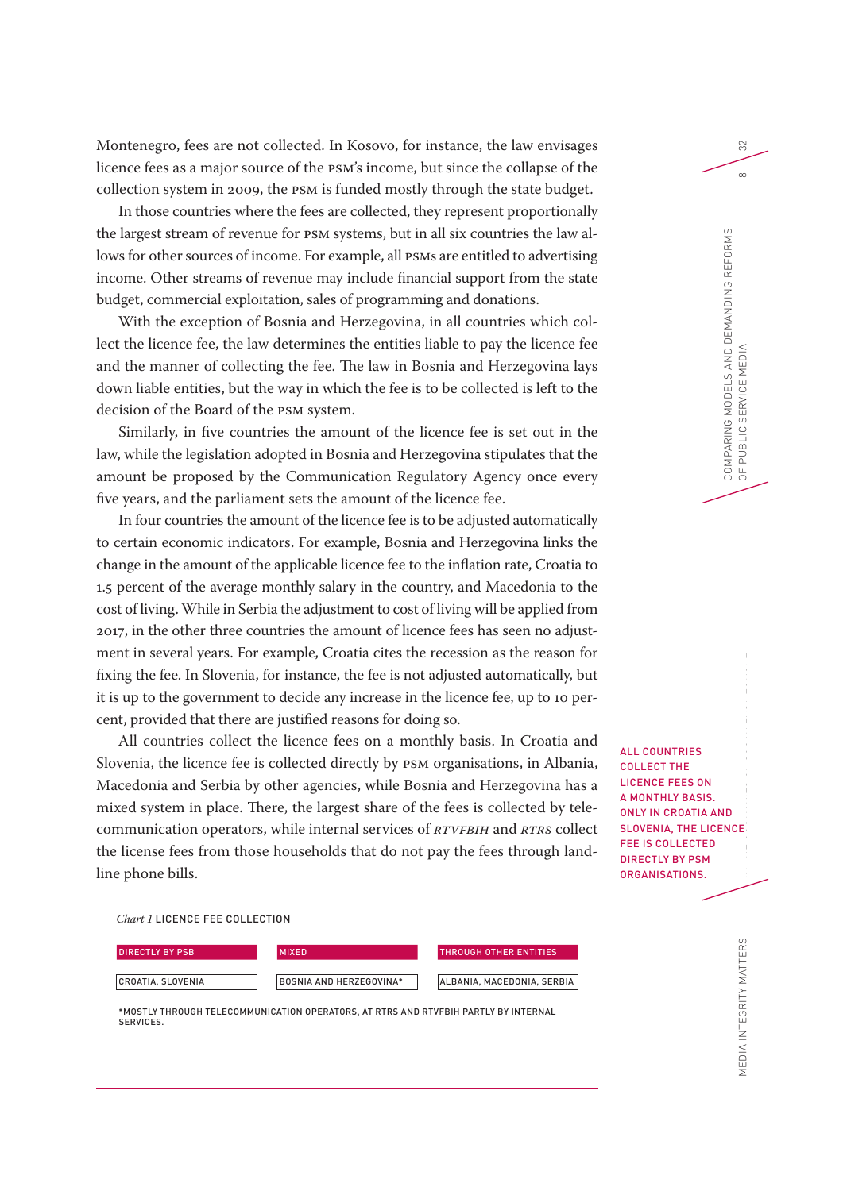Montenegro, fees are not collected. In Kosovo, for instance, the law envisages licence fees as a major source of the PSM's income, but since the collapse of the collection system in 2009, the PSM is funded mostly through the state budget.

In those countries where the fees are collected, they represent proportionally the largest stream of revenue for PSM systems, but in all six countries the law allows for other sources of income. For example, all PSMs are entitled to advertising income. Other streams of revenue may include financial support from the state budget, commercial exploitation, sales of programming and donations.

With the exception of Bosnia and Herzegovina, in all countries which collect the licence fee, the law determines the entities liable to pay the licence fee and the manner of collecting the fee. The law in Bosnia and Herzegovina lays down liable entities, but the way in which the fee is to be collected is left to the decision of the Board of the PSM system.

Similarly, in five countries the amount of the licence fee is set out in the law, while the legislation adopted in Bosnia and Herzegovina stipulates that the amount be proposed by the Communication Regulatory Agency once every five years, and the parliament sets the amount of the licence fee.

In four countries the amount of the licence fee is to be adjusted automatically to certain economic indicators. For example, Bosnia and Herzegovina links the change in the amount of the applicable licence fee to the inflation rate, Croatia to 1.5 percent of the average monthly salary in the country, and Macedonia to the cost of living. While in Serbia the adjustment to cost of living will be applied from 2017, in the other three countries the amount of licence fees has seen no adjustment in several years. For example, Croatia cites the recession as the reason for fixing the fee. In Slovenia, for instance, the fee is not adjusted automatically, but it is up to the government to decide any increase in the licence fee, up to 10 percent, provided that there are justified reasons for doing so.

All countries collect the licence fees on a monthly basis. In Croatia and Slovenia, the licence fee is collected directly by PSM organisations, in Albania, Macedonia and Serbia by other agencies, while Bosnia and Herzegovina has a mixed system in place. There, the largest share of the fees is collected by telecommunication operators, while internal services of *RTVFBIH* and *RTRS* collect the license fees from those households that do not pay the fees through landline phone bills.

**ALL COUNTRIES COLLECT THE LICENCE FEES ON A MONTHLY BASIS. ONLY IN CROATIA AND SLOVENIA, THE LICENCE FEE IS COLLECTED DIRECTLY BY PSM ORGANISATIONS.**

*Chart 1* LICENCE FEE COLLECTION

| DIRECTLY BY PSB | MIXED | THROUGH OTHER ENTITIES |
|---|---|---|
| CROATIA, SLOVENIA | BOSNIA AND HERZEGOVINA* | ALBANIA, MACEDONIA, SERBIA |

*MOSTLY THROUGH TELECOMMUNICATION OPERATORS, AT RTRS AND RTVFBIH PARTLY BY INTERNAL SERVICES.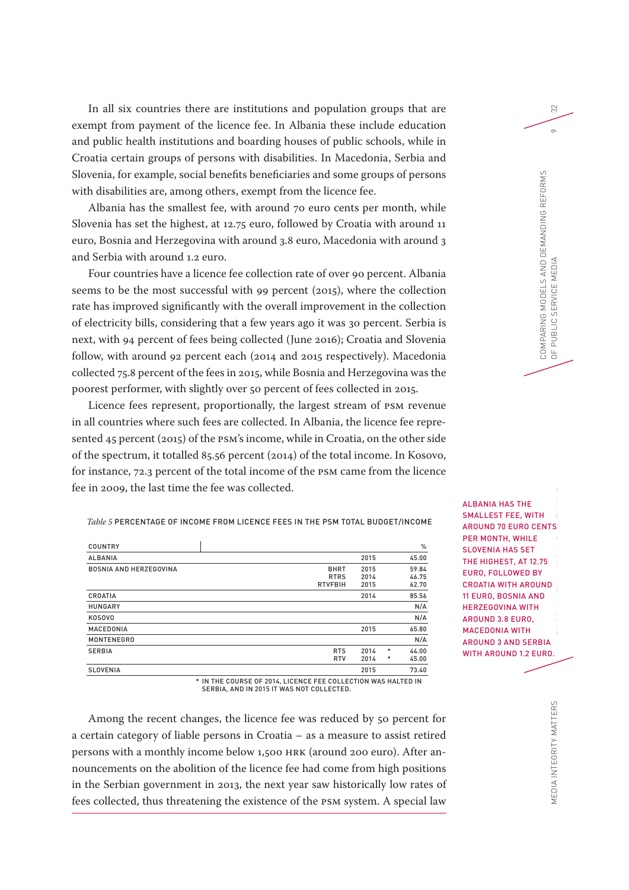In all six countries there are institutions and population groups that are exempt from payment of the licence fee. In Albania these include education and public health institutions and boarding houses of public schools, while in Croatia certain groups of persons with disabilities. In Macedonia, Serbia and Slovenia, for example, social benefits beneficiaries and some groups of persons with disabilities are, among others, exempt from the licence fee.

Albania has the smallest fee, with around 70 euro cents per month, while Slovenia has set the highest, at 12.75 euro, followed by Croatia with around 11 euro, Bosnia and Herzegovina with around 3.8 euro, Macedonia with around 3 and Serbia with around 1.2 euro.

Four countries have a licence fee collection rate of over 90 percent. Albania seems to be the most successful with 99 percent (2015), where the collection rate has improved significantly with the overall improvement in the collection of electricity bills, considering that a few years ago it was 30 percent. Serbia is next, with 94 percent of fees being collected (June 2016); Croatia and Slovenia follow, with around 92 percent each (2014 and 2015 respectively). Macedonia collected 75.8 percent of the fees in 2015, while Bosnia and Herzegovina was the poorest performer, with slightly over 50 percent of fees collected in 2015.

Licence fees represent, proportionally, the largest stream of PSM revenue in all countries where such fees are collected. In Albania, the licence fee represented 45 percent (2015) of the PSM's income, while in Croatia, on the other side of the spectrum, it totalled 85.56 percent (2014) of the total income. In Kosovo, for instance, 72.3 percent of the total income of the PSM came from the licence fee in 2009, the last time the fee was collected.

**ALBANIA HAS THE SMALLEST FEE, WITH AROUND 70 EURO CENTS PER MONTH, WHILE SLOVENIA HAS SET THE HIGHEST, AT 12.75 EURO, FOLLOWED BY CROATIA WITH AROUND 11 EURO, BOSNIA AND HERZEGOVINA WITH AROUND 3.8 EURO, MACEDONIA WITH AROUND 3 AND SERBIA WITH AROUND 1.2 EURO.**

*Table 5* PERCENTAGE OF INCOME FROM LICENCE FEES IN THE PSM TOTAL BUDGET/INCOME

| COUNTRY | | | | % |
|---|---|---|---|---|
| ALBANIA | | 2015 | | 45.00 |
| BOSNIA AND HERZEGOVINA | BHRT | 2015 | | 59.84 |
| | RTRS | 2014 | | 46.75 |
| | RTVFBIH | 2015 | | 62.70 |
| CROATIA | | 2014 | | 85.56 |
| HUNGARY | | | | N/A |
| KOSOVO | | | | N/A |
| MACEDONIA | | 2015 | | 65.80 |
| MONTENEGRO | | | | N/A |
| SERBIA | RTS | 2014 | * | 44.00 |
| | RTV | 2014 | * | 45.00 |
| SLOVENIA | | 2015 | | 73.40 |

* IN THE COURSE OF 2014, LICENCE FEE COLLECTION WAS HALTED IN SERBIA, AND IN 2015 IT WAS NOT COLLECTED.

Among the recent changes, the licence fee was reduced by 50 percent for a certain category of liable persons in Croatia – as a measure to assist retired persons with a monthly income below 1,500 HRK (around 200 euro). After announcements on the abolition of the licence fee had come from high positions in the Serbian government in 2013, the next year saw historically low rates of fees collected, thus threatening the existence of the PSM system. A special law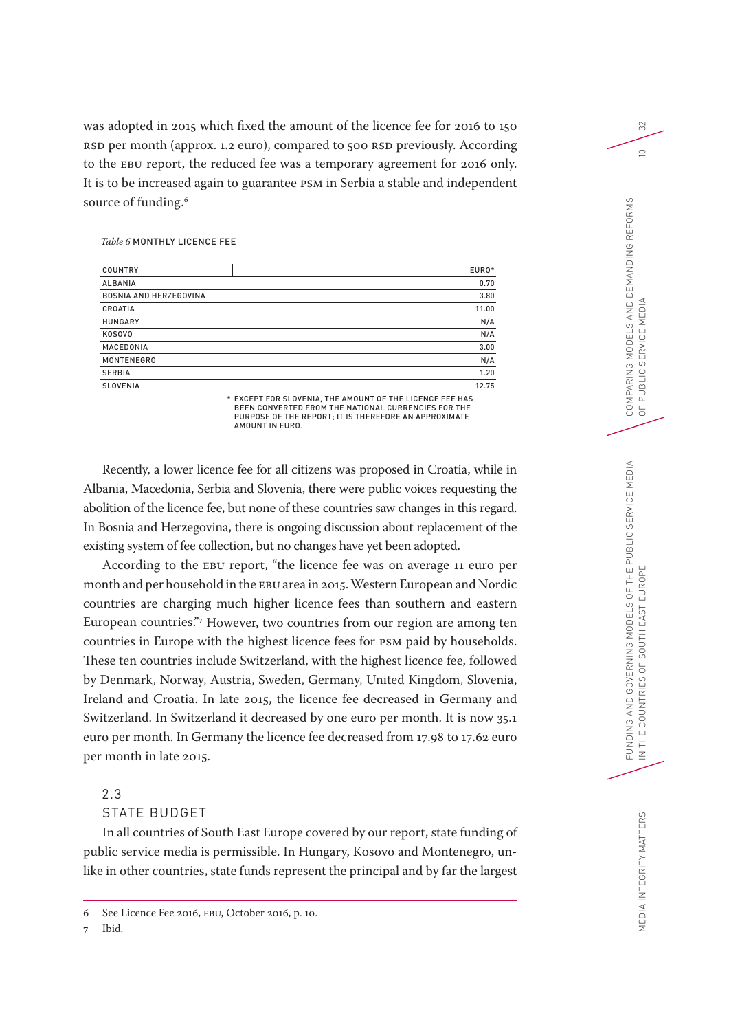was adopted in 2015 which fixed the amount of the licence fee for 2016 to 150 RSD per month (approx. 1.2 euro), compared to 500 RSD previously. According to the EBU report, the reduced fee was a temporary agreement for 2016 only. It is to be increased again to guarantee PSM in Serbia a stable and independent source of funding.[6]

*Table 6* MONTHLY LICENCE FEE

| COUNTRY | EURO* |
|---|---|
| ALBANIA | 0.70 |
| BOSNIA AND HERZEGOVINA | 3.80 |
| CROATIA | 11.00 |
| HUNGARY | N/A |
| KOSOVO | N/A |
| MACEDONIA | 3.00 |
| MONTENEGRO | N/A |
| SERBIA | 1.20 |
| SLOVENIA | 12.75 |

\* EXCEPT FOR SLOVENIA, THE AMOUNT OF THE LICENCE FEE HAS BEEN CONVERTED FROM THE NATIONAL CURRENCIES FOR THE PURPOSE OF THE REPORT; IT IS THEREFORE AN APPROXIMATE AMOUNT IN EURO.

Recently, a lower licence fee for all citizens was proposed in Croatia, while in Albania, Macedonia, Serbia and Slovenia, there were public voices requesting the abolition of the licence fee, but none of these countries saw changes in this regard. In Bosnia and Herzegovina, there is ongoing discussion about replacement of the existing system of fee collection, but no changes have yet been adopted.

According to the EBU report, "the licence fee was on average 11 euro per month and per household in the EBU area in 2015. Western European and Nordic countries are charging much higher licence fees than southern and eastern European countries."[7] However, two countries from our region are among ten countries in Europe with the highest licence fees for PSM paid by households. These ten countries include Switzerland, with the highest licence fee, followed by Denmark, Norway, Austria, Sweden, Germany, United Kingdom, Slovenia, Ireland and Croatia. In late 2015, the licence fee decreased in Germany and Switzerland. In Switzerland it decreased by one euro per month. It is now 35.1 euro per month. In Germany the licence fee decreased from 17.98 to 17.62 euro per month in late 2015.

## 2.3 STATE BUDGET

In all countries of South East Europe covered by our report, state funding of public service media is permissible. In Hungary, Kosovo and Montenegro, unlike in other countries, state funds represent the principal and by far the largest

6 See Licence Fee 2016, EBU, October 2016, p. 10.

7 Ibid.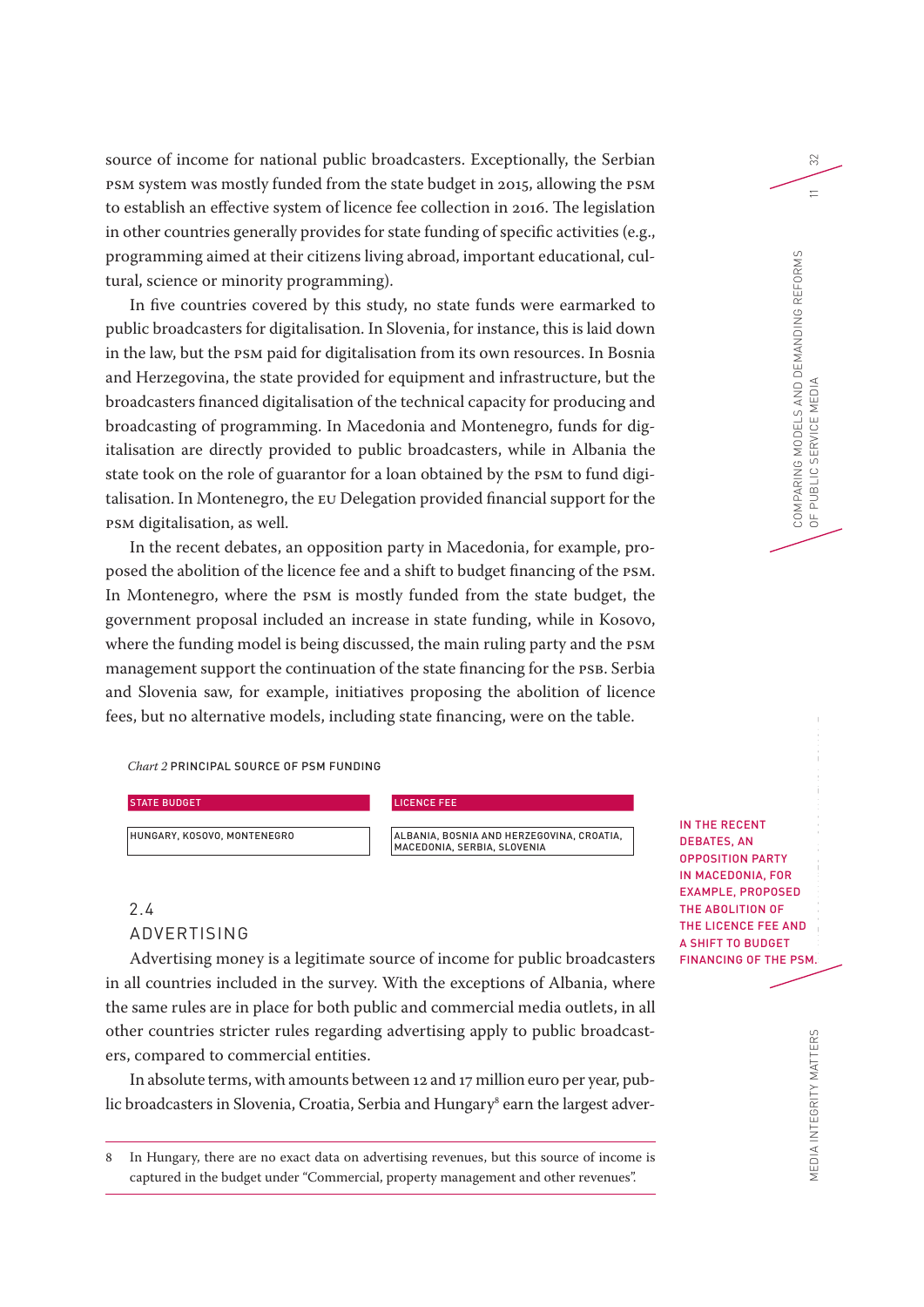source of income for national public broadcasters. Exceptionally, the Serbian PSM system was mostly funded from the state budget in 2015, allowing the PSM to establish an effective system of licence fee collection in 2016. The legislation in other countries generally provides for state funding of specific activities (e.g., programming aimed at their citizens living abroad, important educational, cultural, science or minority programming).

In five countries covered by this study, no state funds were earmarked to public broadcasters for digitalisation. In Slovenia, for instance, this is laid down in the law, but the PSM paid for digitalisation from its own resources. In Bosnia and Herzegovina, the state provided for equipment and infrastructure, but the broadcasters financed digitalisation of the technical capacity for producing and broadcasting of programming. In Macedonia and Montenegro, funds for digitalisation are directly provided to public broadcasters, while in Albania the state took on the role of guarantor for a loan obtained by the PSM to fund digitalisation. In Montenegro, the EU Delegation provided financial support for the PSM digitalisation, as well.

In the recent debates, an opposition party in Macedonia, for example, proposed the abolition of the licence fee and a shift to budget financing of the PSM. In Montenegro, where the PSM is mostly funded from the state budget, the government proposal included an increase in state funding, while in Kosovo, where the funding model is being discussed, the main ruling party and the PSM management support the continuation of the state financing for the PSB. Serbia and Slovenia saw, for example, initiatives proposing the abolition of licence fees, but no alternative models, including state financing, were on the table.

> IN THE RECENT DEBATES, AN OPPOSITION PARTY IN MACEDONIA, FOR EXAMPLE, PROPOSED THE ABOLITION OF THE LICENCE FEE AND A SHIFT TO BUDGET FINANCING OF THE PSM.

*Chart 2* PRINCIPAL SOURCE OF PSM FUNDING

| STATE BUDGET | LICENCE FEE |
|---|---|
| HUNGARY, KOSOVO, MONTENEGRO | ALBANIA, BOSNIA AND HERZEGOVINA, CROATIA, MACEDONIA, SERBIA, SLOVENIA |

## 2.4 ADVERTISING

Advertising money is a legitimate source of income for public broadcasters in all countries included in the survey. With the exceptions of Albania, where the same rules are in place for both public and commercial media outlets, in all other countries stricter rules regarding advertising apply to public broadcasters, compared to commercial entities.

In absolute terms, with amounts between 12 and 17 million euro per year, public broadcasters in Slovenia, Croatia, Serbia and Hungary[8] earn the largest adver-

8 In Hungary, there are no exact data on advertising revenues, but this source of income is captured in the budget under "Commercial, property management and other revenues".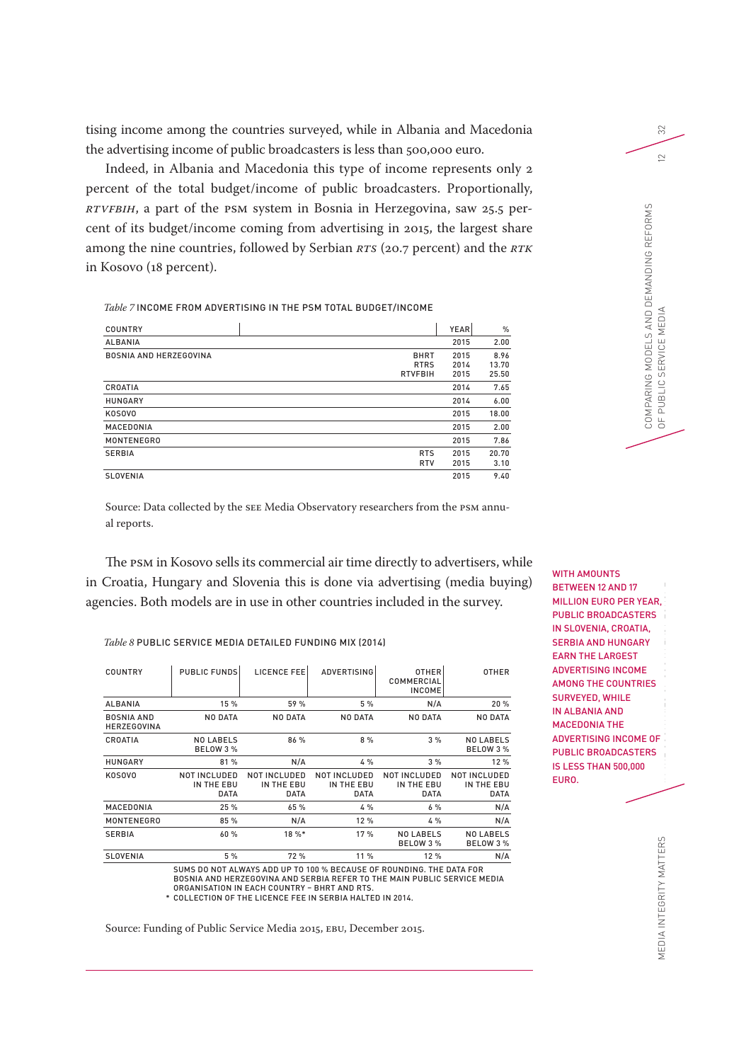tising income among the countries surveyed, while in Albania and Macedonia the advertising income of public broadcasters is less than 500,000 euro.

Indeed, in Albania and Macedonia this type of income represents only 2 percent of the total budget/income of public broadcasters. Proportionally, *RTVFBIH*, a part of the PSM system in Bosnia in Herzegovina, saw 25.5 percent of its budget/income coming from advertising in 2015, the largest share among the nine countries, followed by Serbian *RTS* (20.7 percent) and the *RTK* in Kosovo (18 percent).

*Table 7* INCOME FROM ADVERTISING IN THE PSM TOTAL BUDGET/INCOME

| COUNTRY | | YEAR | % |
|---|---|---|---|
| ALBANIA | | 2015 | 2.00 |
| BOSNIA AND HERZEGOVINA | BHRT | 2015 | 8.96 |
| | RTRS | 2014 | 13.70 |
| | RTVFBIH | 2015 | 25.50 |
| CROATIA | | 2014 | 7.65 |
| HUNGARY | | 2014 | 6.00 |
| KOSOVO | | 2015 | 18.00 |
| MACEDONIA | | 2015 | 2.00 |
| MONTENEGRO | | 2015 | 7.86 |
| SERBIA | RTS | 2015 | 20.70 |
| | RTV | 2015 | 3.10 |
| SLOVENIA | | 2015 | 9.40 |

Source: Data collected by the SEE Media Observatory researchers from the PSM annual reports.

The PSM in Kosovo sells its commercial air time directly to advertisers, while in Croatia, Hungary and Slovenia this is done via advertising (media buying) agencies. Both models are in use in other countries included in the survey.

WITH AMOUNTS BETWEEN 12 AND 17 MILLION EURO PER YEAR, PUBLIC BROADCASTERS IN SLOVENIA, CROATIA, SERBIA AND HUNGARY EARN THE LARGEST ADVERTISING INCOME AMONG THE COUNTRIES SURVEYED, WHILE IN ALBANIA AND MACEDONIA THE ADVERTISING INCOME OF PUBLIC BROADCASTERS IS LESS THAN 500,000 EURO.

*Table 8* PUBLIC SERVICE MEDIA DETAILED FUNDING MIX (2014)

| COUNTRY | PUBLIC FUNDS | LICENCE FEE | ADVERTISING | OTHER COMMERCIAL INCOME | OTHER |
|---|---|---|---|---|---|
| ALBANIA | 15 % | 59 % | 5 % | N/A | 20 % |
| BOSNIA AND HERZEGOVINA | NO DATA | NO DATA | NO DATA | NO DATA | NO DATA |
| CROATIA | NO LABELS BELOW 3 % | 86 % | 8 % | 3 % | NO LABELS BELOW 3 % |
| HUNGARY | 81 % | N/A | 4 % | 3 % | 12 % |
| KOSOVO | NOT INCLUDED IN THE EBU DATA | NOT INCLUDED IN THE EBU DATA | NOT INCLUDED IN THE EBU DATA | NOT INCLUDED IN THE EBU DATA | NOT INCLUDED IN THE EBU DATA |
| MACEDONIA | 25 % | 65 % | 4 % | 6 % | N/A |
| MONTENEGRO | 85 % | N/A | 12 % | 4 % | N/A |
| SERBIA | 60 % | 18 %* | 17 % | NO LABELS BELOW 3 % | NO LABELS BELOW 3 % |
| SLOVENIA | 5 % | 72 % | 11 % | 12 % | N/A |

SUMS DO NOT ALWAYS ADD UP TO 100 % BECAUSE OF ROUNDING. THE DATA FOR BOSNIA AND HERZEGOVINA AND SERBIA REFER TO THE MAIN PUBLIC SERVICE MEDIA ORGANISATION IN EACH COUNTRY – BHRT AND RTS.

\* COLLECTION OF THE LICENCE FEE IN SERBIA HALTED IN 2014.

Source: Funding of Public Service Media 2015, EBU, December 2015.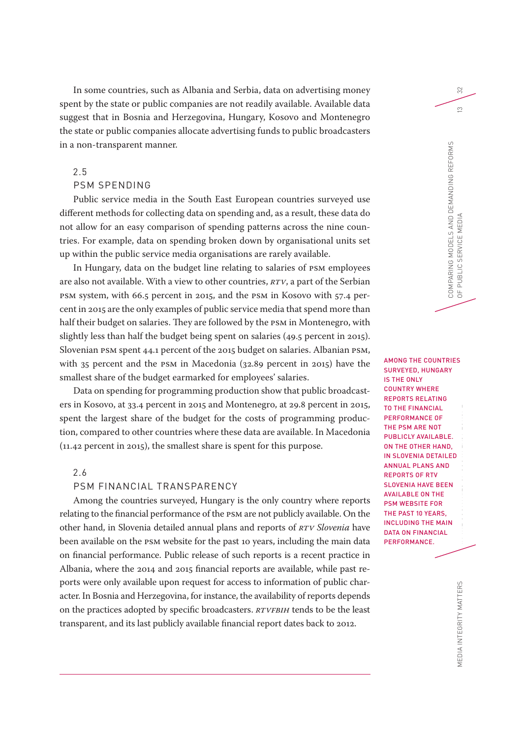In some countries, such as Albania and Serbia, data on advertising money spent by the state or public companies are not readily available. Available data suggest that in Bosnia and Herzegovina, Hungary, Kosovo and Montenegro the state or public companies allocate advertising funds to public broadcasters in a non-transparent manner.

## 2.5 PSM SPENDING

Public service media in the South East European countries surveyed use different methods for collecting data on spending and, as a result, these data do not allow for an easy comparison of spending patterns across the nine countries. For example, data on spending broken down by organisational units set up within the public service media organisations are rarely available.

In Hungary, data on the budget line relating to salaries of PSM employees are also not available. With a view to other countries, *RTV*, a part of the Serbian PSM system, with 66.5 percent in 2015, and the PSM in Kosovo with 57.4 percent in 2015 are the only examples of public service media that spend more than half their budget on salaries. They are followed by the PSM in Montenegro, with slightly less than half the budget being spent on salaries (49.5 percent in 2015). Slovenian PSM spent 44.1 percent of the 2015 budget on salaries. Albanian PSM, with 35 percent and the PSM in Macedonia (32.89 percent in 2015) have the smallest share of the budget earmarked for employees' salaries.

Data on spending for programming production show that public broadcasters in Kosovo, at 33.4 percent in 2015 and Montenegro, at 29.8 percent in 2015, spent the largest share of the budget for the costs of programming production, compared to other countries where these data are available. In Macedonia (11.42 percent in 2015), the smallest share is spent for this purpose.

## 2.6 PSM FINANCIAL TRANSPARENCY

Among the countries surveyed, Hungary is the only country where reports relating to the financial performance of the PSM are not publicly available. On the other hand, in Slovenia detailed annual plans and reports of *RTV Slovenia* have been available on the PSM website for the past 10 years, including the main data on financial performance. Public release of such reports is a recent practice in Albania, where the 2014 and 2015 financial reports are available, while past reports were only available upon request for access to information of public character. In Bosnia and Herzegovina, for instance, the availability of reports depends on the practices adopted by specific broadcasters. *RTVFBIH* tends to be the least transparent, and its last publicly available financial report dates back to 2012.

> AMONG THE COUNTRIES SURVEYED, HUNGARY IS THE ONLY COUNTRY WHERE REPORTS RELATING TO THE FINANCIAL PERFORMANCE OF THE PSM ARE NOT PUBLICLY AVAILABLE. ON THE OTHER HAND, IN SLOVENIA DETAILED ANNUAL PLANS AND REPORTS OF RTV SLOVENIA HAVE BEEN AVAILABLE ON THE PSM WEBSITE FOR THE PAST 10 YEARS, INCLUDING THE MAIN DATA ON FINANCIAL PERFORMANCE.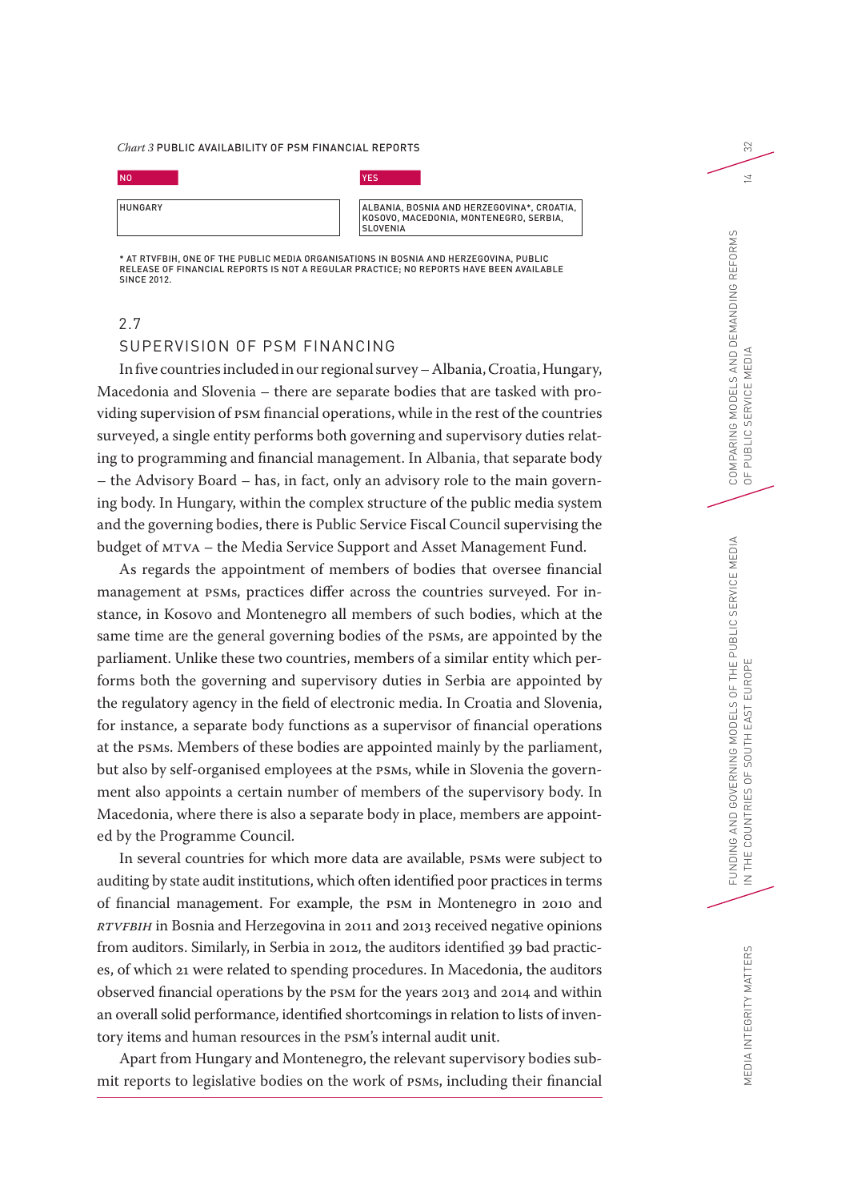*Chart 3* PUBLIC AVAILABILITY OF PSM FINANCIAL REPORTS

| NO | YES |
|---|---|
| HUNGARY | ALBANIA, BOSNIA AND HERZEGOVINA*, CROATIA, KOSOVO, MACEDONIA, MONTENEGRO, SERBIA, SLOVENIA |

* AT RTVFBIH, ONE OF THE PUBLIC MEDIA ORGANISATIONS IN BOSNIA AND HERZEGOVINA, PUBLIC RELEASE OF FINANCIAL REPORTS IS NOT A REGULAR PRACTICE; NO REPORTS HAVE BEEN AVAILABLE SINCE 2012.

## 2.7 SUPERVISION OF PSM FINANCING

In five countries included in our regional survey – Albania, Croatia, Hungary, Macedonia and Slovenia – there are separate bodies that are tasked with providing supervision of PSM financial operations, while in the rest of the countries surveyed, a single entity performs both governing and supervisory duties relating to programming and financial management. In Albania, that separate body – the Advisory Board – has, in fact, only an advisory role to the main governing body. In Hungary, within the complex structure of the public media system and the governing bodies, there is Public Service Fiscal Council supervising the budget of MTVA – the Media Service Support and Asset Management Fund.

As regards the appointment of members of bodies that oversee financial management at PSMs, practices differ across the countries surveyed. For instance, in Kosovo and Montenegro all members of such bodies, which at the same time are the general governing bodies of the PSMs, are appointed by the parliament. Unlike these two countries, members of a similar entity which performs both the governing and supervisory duties in Serbia are appointed by the regulatory agency in the field of electronic media. In Croatia and Slovenia, for instance, a separate body functions as a supervisor of financial operations at the PSMs. Members of these bodies are appointed mainly by the parliament, but also by self-organised employees at the PSMs, while in Slovenia the government also appoints a certain number of members of the supervisory body. In Macedonia, where there is also a separate body in place, members are appointed by the Programme Council.

In several countries for which more data are available, PSMs were subject to auditing by state audit institutions, which often identified poor practices in terms of financial management. For example, the PSM in Montenegro in 2010 and *RTVFBIH* in Bosnia and Herzegovina in 2011 and 2013 received negative opinions from auditors. Similarly, in Serbia in 2012, the auditors identified 39 bad practices, of which 21 were related to spending procedures. In Macedonia, the auditors observed financial operations by the PSM for the years 2013 and 2014 and within an overall solid performance, identified shortcomings in relation to lists of inventory items and human resources in the PSM's internal audit unit.

Apart from Hungary and Montenegro, the relevant supervisory bodies submit reports to legislative bodies on the work of PSMs, including their financial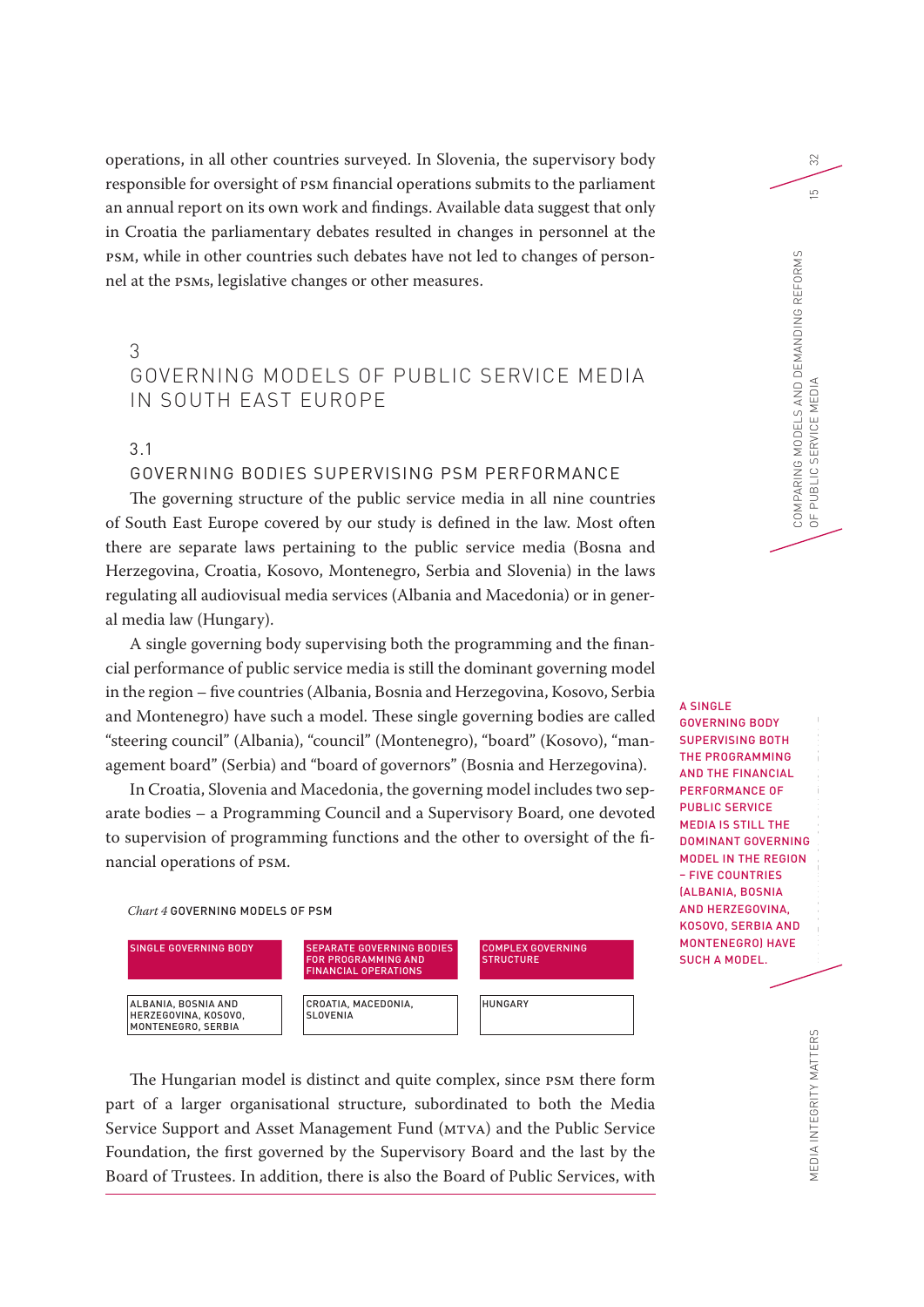operations, in all other countries surveyed. In Slovenia, the supervisory body responsible for oversight of PSM financial operations submits to the parliament an annual report on its own work and findings. Available data suggest that only in Croatia the parliamentary debates resulted in changes in personnel at the PSM, while in other countries such debates have not led to changes of personnel at the PSMs, legislative changes or other measures.

# 3 GOVERNING MODELS OF PUBLIC SERVICE MEDIA IN SOUTH EAST EUROPE

## 3.1 GOVERNING BODIES SUPERVISING PSM PERFORMANCE

The governing structure of the public service media in all nine countries of South East Europe covered by our study is defined in the law. Most often there are separate laws pertaining to the public service media (Bosna and Herzegovina, Croatia, Kosovo, Montenegro, Serbia and Slovenia) in the laws regulating all audiovisual media services (Albania and Macedonia) or in general media law (Hungary).

A single governing body supervising both the programming and the financial performance of public service media is still the dominant governing model in the region – five countries (Albania, Bosnia and Herzegovina, Kosovo, Serbia and Montenegro) have such a model. These single governing bodies are called "steering council" (Albania), "council" (Montenegro), "board" (Kosovo), "management board" (Serbia) and "board of governors" (Bosnia and Herzegovina).

In Croatia, Slovenia and Macedonia, the governing model includes two separate bodies – a Programming Council and a Supervisory Board, one devoted to supervision of programming functions and the other to oversight of the financial operations of PSM.

**A SINGLE GOVERNING BODY SUPERVISING BOTH THE PROGRAMMING AND THE FINANCIAL PERFORMANCE OF PUBLIC SERVICE MEDIA IS STILL THE DOMINANT GOVERNING MODEL IN THE REGION – FIVE COUNTRIES (ALBANIA, BOSNIA AND HERZEGOVINA, KOSOVO, SERBIA AND MONTENEGRO) HAVE SUCH A MODEL.**

*Chart 4* GOVERNING MODELS OF PSM

| SINGLE GOVERNING BODY | SEPARATE GOVERNING BODIES FOR PROGRAMMING AND FINANCIAL OPERATIONS | COMPLEX GOVERNING STRUCTURE |
|---|---|---|
| ALBANIA, BOSNIA AND HERZEGOVINA, KOSOVO, MONTENEGRO, SERBIA | CROATIA, MACEDONIA, SLOVENIA | HUNGARY |

The Hungarian model is distinct and quite complex, since PSM there form part of a larger organisational structure, subordinated to both the Media Service Support and Asset Management Fund (MTVA) and the Public Service Foundation, the first governed by the Supervisory Board and the last by the Board of Trustees. In addition, there is also the Board of Public Services, with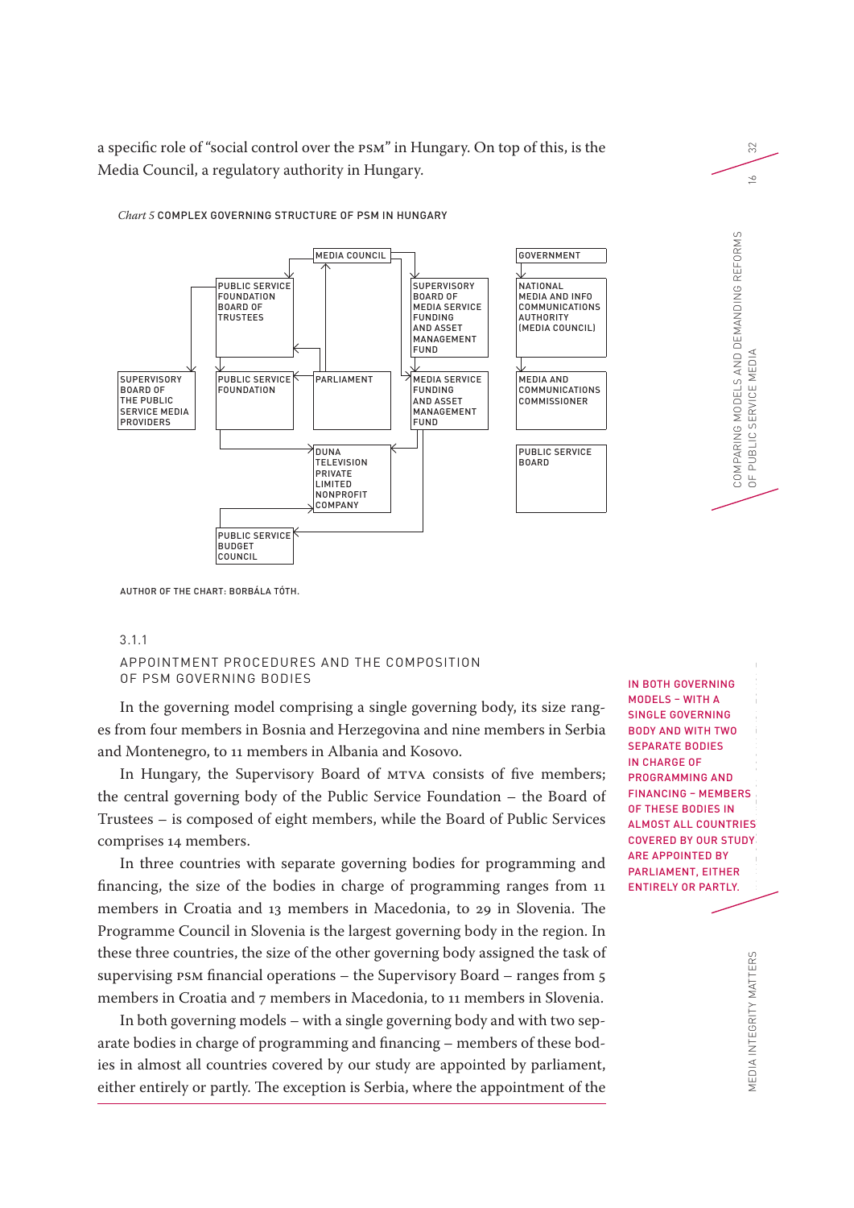a specific role of "social control over the PSM" in Hungary. On top of this, is the Media Council, a regulatory authority in Hungary.

*Chart 5* COMPLEX GOVERNING STRUCTURE OF PSM IN HUNGARY

MEDIA COUNCIL

GOVERNMENT

PUBLIC SERVICE FOUNDATION BOARD OF TRUSTEES

SUPERVISORY BOARD OF MEDIA SERVICE FUNDING AND ASSET MANAGEMENT FUND

NATIONAL MEDIA AND INFO COMMUNICATIONS AUTHORITY (MEDIA COUNCIL)

SUPERVISORY BOARD OF THE PUBLIC SERVICE MEDIA PROVIDERS

PUBLIC SERVICE FOUNDATION

PARLIAMENT

MEDIA SERVICE FUNDING AND ASSET MANAGEMENT FUND

MEDIA AND COMMUNICATIONS COMMISSIONER

DUNA TELEVISION PRIVATE LIMITED NONPROFIT COMPANY

PUBLIC SERVICE BOARD

PUBLIC SERVICE BUDGET COUNCIL

AUTHOR OF THE CHART: BORBÁLA TÓTH.

### 3.1.1

### APPOINTMENT PROCEDURES AND THE COMPOSITION OF PSM GOVERNING BODIES

In the governing model comprising a single governing body, its size ranges from four members in Bosnia and Herzegovina and nine members in Serbia and Montenegro, to 11 members in Albania and Kosovo.

In Hungary, the Supervisory Board of MTVA consists of five members; the central governing body of the Public Service Foundation – the Board of Trustees – is composed of eight members, while the Board of Public Services comprises 14 members.

In three countries with separate governing bodies for programming and financing, the size of the bodies in charge of programming ranges from 11 members in Croatia and 13 members in Macedonia, to 29 in Slovenia. The Programme Council in Slovenia is the largest governing body in the region. In these three countries, the size of the other governing body assigned the task of supervising PSM financial operations – the Supervisory Board – ranges from 5 members in Croatia and 7 members in Macedonia, to 11 members in Slovenia.

**IN BOTH GOVERNING MODELS – WITH A SINGLE GOVERNING BODY AND WITH TWO SEPARATE BODIES IN CHARGE OF PROGRAMMING AND FINANCING – MEMBERS OF THESE BODIES IN ALMOST ALL COUNTRIES COVERED BY OUR STUDY ARE APPOINTED BY PARLIAMENT, EITHER ENTIRELY OR PARTLY.**

In both governing models – with a single governing body and with two separate bodies in charge of programming and financing – members of these bodies in almost all countries covered by our study are appointed by parliament, either entirely or partly. The exception is Serbia, where the appointment of the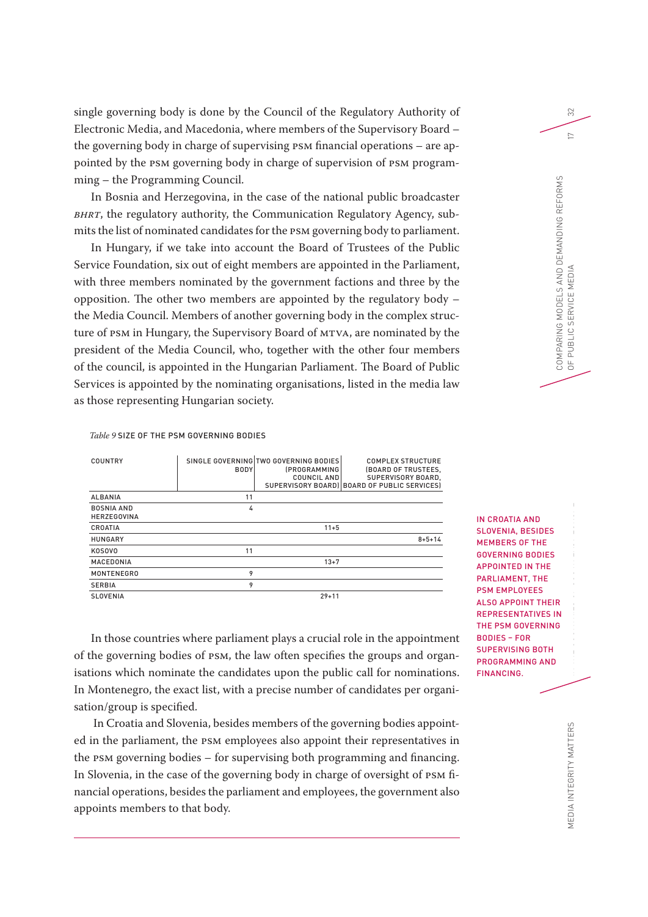single governing body is done by the Council of the Regulatory Authority of Electronic Media, and Macedonia, where members of the Supervisory Board – the governing body in charge of supervising PSM financial operations – are appointed by the PSM governing body in charge of supervision of PSM programming – the Programming Council.

In Bosnia and Herzegovina, in the case of the national public broadcaster *BHRT*, the regulatory authority, the Communication Regulatory Agency, submits the list of nominated candidates for the PSM governing body to parliament.

In Hungary, if we take into account the Board of Trustees of the Public Service Foundation, six out of eight members are appointed in the Parliament, with three members nominated by the government factions and three by the opposition. The other two members are appointed by the regulatory body – the Media Council. Members of another governing body in the complex structure of PSM in Hungary, the Supervisory Board of MTVA, are nominated by the president of the Media Council, who, together with the other four members of the council, is appointed in the Hungarian Parliament. The Board of Public Services is appointed by the nominating organisations, listed in the media law as those representing Hungarian society.

*Table 9* SIZE OF THE PSM GOVERNING BODIES

| COUNTRY | SINGLE GOVERNING BODY | TWO GOVERNING BODIES (PROGRAMMING COUNCIL AND SUPERVISORY BOARD) | COMPLEX STRUCTURE (BOARD OF TRUSTEES, SUPERVISORY BOARD, BOARD OF PUBLIC SERVICES) |
|---|---|---|---|
| ALBANIA | 11 | | |
| BOSNIA AND HERZEGOVINA | 4 | | |
| CROATIA | | 11+5 | |
| HUNGARY | | | 8+5+14 |
| KOSOVO | 11 | | |
| MACEDONIA | | 13+7 | |
| MONTENEGRO | 9 | | |
| SERBIA | 9 | | |
| SLOVENIA | | 29+11 | |

> IN CROATIA AND SLOVENIA, BESIDES MEMBERS OF THE GOVERNING BODIES APPOINTED IN THE PARLIAMENT, THE PSM EMPLOYEES ALSO APPOINT THEIR REPRESENTATIVES IN THE PSM GOVERNING BODIES – FOR SUPERVISING BOTH PROGRAMMING AND FINANCING.

In those countries where parliament plays a crucial role in the appointment of the governing bodies of PSM, the law often specifies the groups and organisations which nominate the candidates upon the public call for nominations. In Montenegro, the exact list, with a precise number of candidates per organisation/group is specified.

In Croatia and Slovenia, besides members of the governing bodies appointed in the parliament, the PSM employees also appoint their representatives in the PSM governing bodies – for supervising both programming and financing. In Slovenia, in the case of the governing body in charge of oversight of PSM financial operations, besides the parliament and employees, the government also appoints members to that body.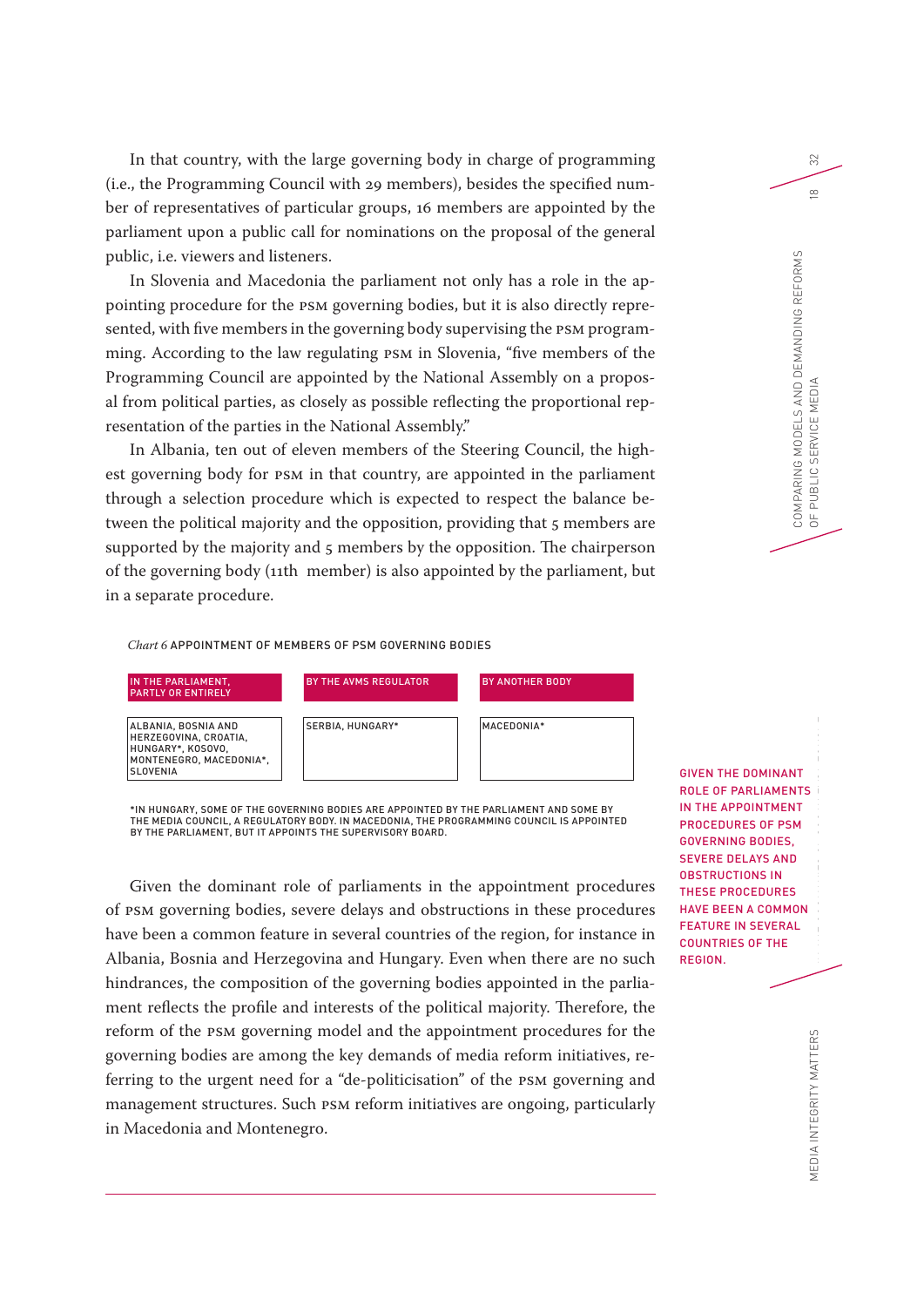In that country, with the large governing body in charge of programming (i.e., the Programming Council with 29 members), besides the specified number of representatives of particular groups, 16 members are appointed by the parliament upon a public call for nominations on the proposal of the general public, i.e. viewers and listeners.

In Slovenia and Macedonia the parliament not only has a role in the appointing procedure for the PSM governing bodies, but it is also directly represented, with five members in the governing body supervising the PSM programming. According to the law regulating PSM in Slovenia, "five members of the Programming Council are appointed by the National Assembly on a proposal from political parties, as closely as possible reflecting the proportional representation of the parties in the National Assembly."

In Albania, ten out of eleven members of the Steering Council, the highest governing body for PSM in that country, are appointed in the parliament through a selection procedure which is expected to respect the balance between the political majority and the opposition, providing that 5 members are supported by the majority and 5 members by the opposition. The chairperson of the governing body (11th member) is also appointed by the parliament, but in a separate procedure.

*Chart 6* APPOINTMENT OF MEMBERS OF PSM GOVERNING BODIES

| IN THE PARLIAMENT, PARTLY OR ENTIRELY | BY THE AVMS REGULATOR | BY ANOTHER BODY |
| --- | --- | --- |
| ALBANIA, BOSNIA AND HERZEGOVINA, CROATIA, HUNGARY*, KOSOVO, MONTENEGRO, MACEDONIA*, SLOVENIA | SERBIA, HUNGARY* | MACEDONIA* |

*IN HUNGARY, SOME OF THE GOVERNING BODIES ARE APPOINTED BY THE PARLIAMENT AND SOME BY THE MEDIA COUNCIL, A REGULATORY BODY. IN MACEDONIA, THE PROGRAMMING COUNCIL IS APPOINTED BY THE PARLIAMENT, BUT IT APPOINTS THE SUPERVISORY BOARD.

GIVEN THE DOMINANT ROLE OF PARLIAMENTS IN THE APPOINTMENT PROCEDURES OF PSM GOVERNING BODIES, SEVERE DELAYS AND OBSTRUCTIONS IN THESE PROCEDURES HAVE BEEN A COMMON FEATURE IN SEVERAL COUNTRIES OF THE REGION.

Given the dominant role of parliaments in the appointment procedures of PSM governing bodies, severe delays and obstructions in these procedures have been a common feature in several countries of the region, for instance in Albania, Bosnia and Herzegovina and Hungary. Even when there are no such hindrances, the composition of the governing bodies appointed in the parliament reflects the profile and interests of the political majority. Therefore, the reform of the PSM governing model and the appointment procedures for the governing bodies are among the key demands of media reform initiatives, referring to the urgent need for a "de-politicisation" of the PSM governing and management structures. Such PSM reform initiatives are ongoing, particularly in Macedonia and Montenegro.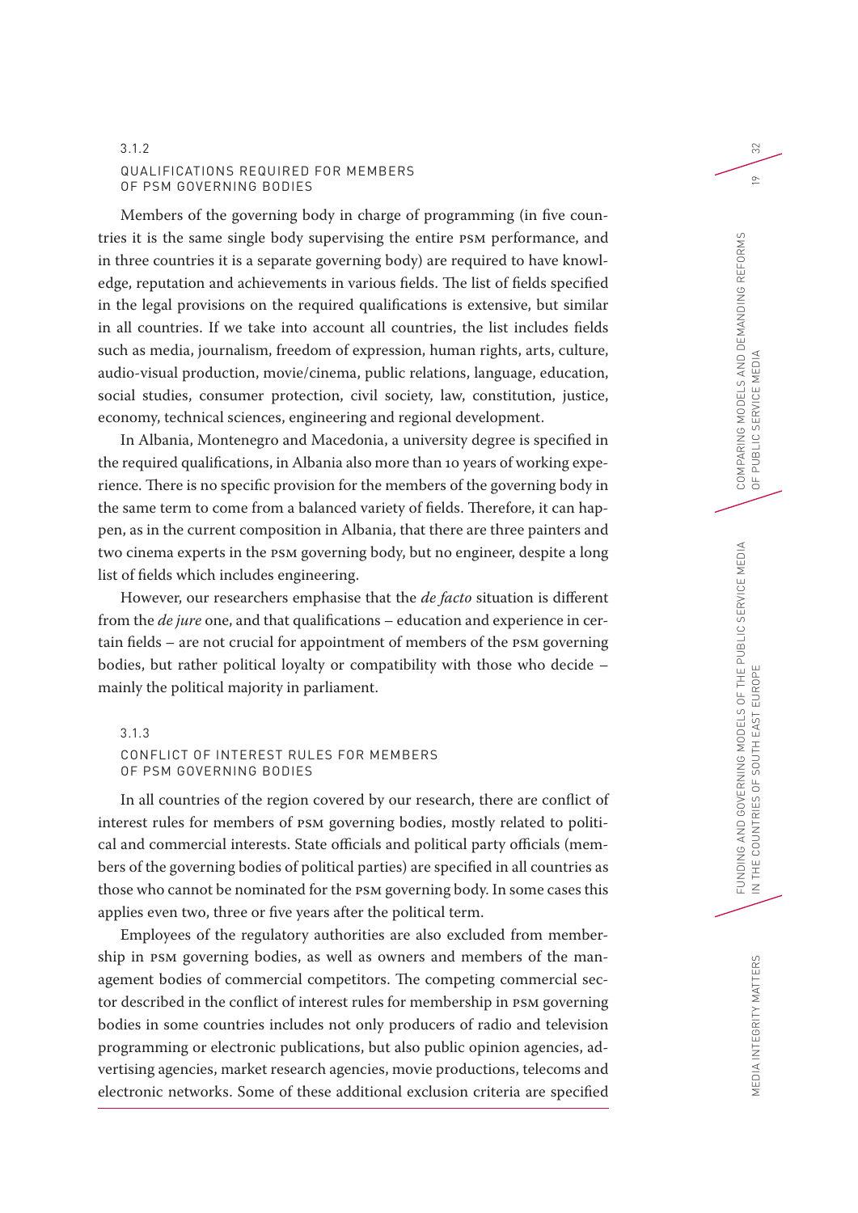### 3.1.2 QUALIFICATIONS REQUIRED FOR MEMBERS OF PSM GOVERNING BODIES

Members of the governing body in charge of programming (in five countries it is the same single body supervising the entire PSM performance, and in three countries it is a separate governing body) are required to have knowledge, reputation and achievements in various fields. The list of fields specified in the legal provisions on the required qualifications is extensive, but similar in all countries. If we take into account all countries, the list includes fields such as media, journalism, freedom of expression, human rights, arts, culture, audio-visual production, movie/cinema, public relations, language, education, social studies, consumer protection, civil society, law, constitution, justice, economy, technical sciences, engineering and regional development.

In Albania, Montenegro and Macedonia, a university degree is specified in the required qualifications, in Albania also more than 10 years of working experience. There is no specific provision for the members of the governing body in the same term to come from a balanced variety of fields. Therefore, it can happen, as in the current composition in Albania, that there are three painters and two cinema experts in the PSM governing body, but no engineer, despite a long list of fields which includes engineering.

However, our researchers emphasise that the *de facto* situation is different from the *de jure* one, and that qualifications – education and experience in certain fields – are not crucial for appointment of members of the PSM governing bodies, but rather political loyalty or compatibility with those who decide – mainly the political majority in parliament.

### 3.1.3 CONFLICT OF INTEREST RULES FOR MEMBERS OF PSM GOVERNING BODIES

In all countries of the region covered by our research, there are conflict of interest rules for members of PSM governing bodies, mostly related to political and commercial interests. State officials and political party officials (members of the governing bodies of political parties) are specified in all countries as those who cannot be nominated for the PSM governing body. In some cases this applies even two, three or five years after the political term.

Employees of the regulatory authorities are also excluded from membership in PSM governing bodies, as well as owners and members of the management bodies of commercial competitors. The competing commercial sector described in the conflict of interest rules for membership in PSM governing bodies in some countries includes not only producers of radio and television programming or electronic publications, but also public opinion agencies, advertising agencies, market research agencies, movie productions, telecoms and electronic networks. Some of these additional exclusion criteria are specified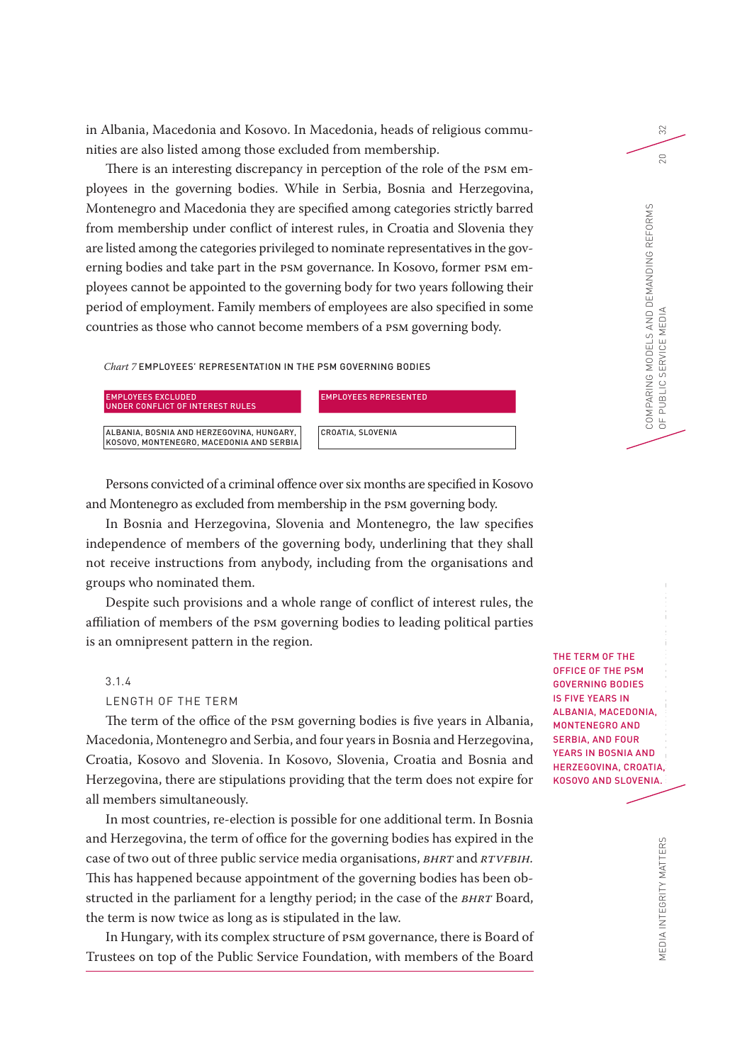in Albania, Macedonia and Kosovo. In Macedonia, heads of religious communities are also listed among those excluded from membership.

There is an interesting discrepancy in perception of the role of the PSM employees in the governing bodies. While in Serbia, Bosnia and Herzegovina, Montenegro and Macedonia they are specified among categories strictly barred from membership under conflict of interest rules, in Croatia and Slovenia they are listed among the categories privileged to nominate representatives in the governing bodies and take part in the PSM governance. In Kosovo, former PSM employees cannot be appointed to the governing body for two years following their period of employment. Family members of employees are also specified in some countries as those who cannot become members of a PSM governing body.

*Chart 7* EMPLOYEES' REPRESENTATION IN THE PSM GOVERNING BODIES

| EMPLOYEES EXCLUDED UNDER CONFLICT OF INTEREST RULES | EMPLOYEES REPRESENTED |
|---|---|
| ALBANIA, BOSNIA AND HERZEGOVINA, HUNGARY, KOSOVO, MONTENEGRO, MACEDONIA AND SERBIA | CROATIA, SLOVENIA |

Persons convicted of a criminal offence over six months are specified in Kosovo and Montenegro as excluded from membership in the PSM governing body.

In Bosnia and Herzegovina, Slovenia and Montenegro, the law specifies independence of members of the governing body, underlining that they shall not receive instructions from anybody, including from the organisations and groups who nominated them.

Despite such provisions and a whole range of conflict of interest rules, the affiliation of members of the PSM governing bodies to leading political parties is an omnipresent pattern in the region.

### 3.1.4
### LENGTH OF THE TERM

The term of the office of the PSM governing bodies is five years in Albania, Macedonia, Montenegro and Serbia, and four years in Bosnia and Herzegovina, Croatia, Kosovo and Slovenia. In Kosovo, Slovenia, Croatia and Bosnia and Herzegovina, there are stipulations providing that the term does not expire for all members simultaneously.

THE TERM OF THE OFFICE OF THE PSM GOVERNING BODIES IS FIVE YEARS IN ALBANIA, MACEDONIA, MONTENEGRO AND SERBIA, AND FOUR YEARS IN BOSNIA AND HERZEGOVINA, CROATIA, KOSOVO AND SLOVENIA.

In most countries, re-election is possible for one additional term. In Bosnia and Herzegovina, the term of office for the governing bodies has expired in the case of two out of three public service media organisations, *BHRT* and *RTVFBIH*. This has happened because appointment of the governing bodies has been obstructed in the parliament for a lengthy period; in the case of the *BHRT* Board, the term is now twice as long as is stipulated in the law.

In Hungary, with its complex structure of PSM governance, there is Board of Trustees on top of the Public Service Foundation, with members of the Board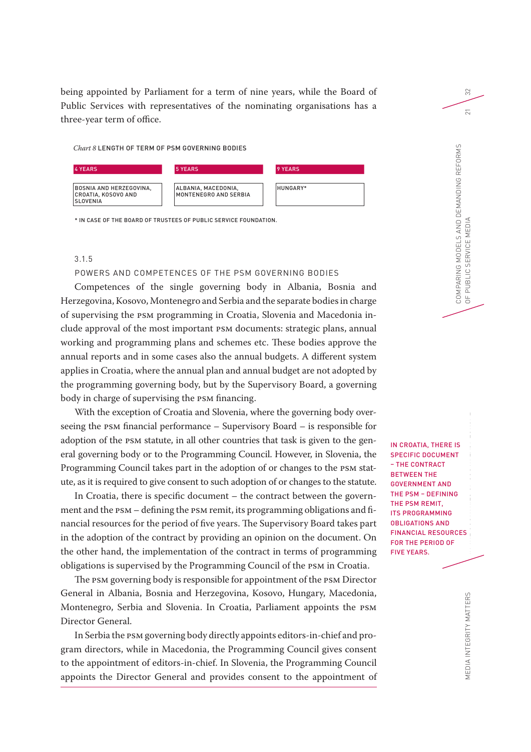being appointed by Parliament for a term of nine years, while the Board of Public Services with representatives of the nominating organisations has a three-year term of office.

*Chart 8* LENGTH OF TERM OF PSM GOVERNING BODIES

| 4 YEARS | 5 YEARS | 9 YEARS |
|---|---|---|
| BOSNIA AND HERZEGOVINA, CROATIA, KOSOVO AND SLOVENIA | ALBANIA, MACEDONIA, MONTENEGRO AND SERBIA | HUNGARY* |

* IN CASE OF THE BOARD OF TRUSTEES OF PUBLIC SERVICE FOUNDATION.

### 3.1.5
### POWERS AND COMPETENCES OF THE PSM GOVERNING BODIES

Competences of the single governing body in Albania, Bosnia and Herzegovina, Kosovo, Montenegro and Serbia and the separate bodies in charge of supervising the PSM programming in Croatia, Slovenia and Macedonia include approval of the most important PSM documents: strategic plans, annual working and programming plans and schemes etc. These bodies approve the annual reports and in some cases also the annual budgets. A different system applies in Croatia, where the annual plan and annual budget are not adopted by the programming governing body, but by the Supervisory Board, a governing body in charge of supervising the PSM financing.

With the exception of Croatia and Slovenia, where the governing body overseeing the PSM financial performance – Supervisory Board – is responsible for adoption of the PSM statute, in all other countries that task is given to the general governing body or to the Programming Council. However, in Slovenia, the Programming Council takes part in the adoption of or changes to the PSM statute, as it is required to give consent to such adoption of or changes to the statute.

In Croatia, there is specific document – the contract between the government and the PSM – defining the PSM remit, its programming obligations and financial resources for the period of five years. The Supervisory Board takes part in the adoption of the contract by providing an opinion on the document. On the other hand, the implementation of the contract in terms of programming obligations is supervised by the Programming Council of the PSM in Croatia.

IN CROATIA, THERE IS SPECIFIC DOCUMENT – THE CONTRACT BETWEEN THE GOVERNMENT AND THE PSM – DEFINING THE PSM REMIT, ITS PROGRAMMING OBLIGATIONS AND FINANCIAL RESOURCES FOR THE PERIOD OF FIVE YEARS.

The PSM governing body is responsible for appointment of the PSM Director General in Albania, Bosnia and Herzegovina, Kosovo, Hungary, Macedonia, Montenegro, Serbia and Slovenia. In Croatia, Parliament appoints the PSM Director General.

In Serbia the PSM governing body directly appoints editors-in-chief and program directors, while in Macedonia, the Programming Council gives consent to the appointment of editors-in-chief. In Slovenia, the Programming Council appoints the Director General and provides consent to the appointment of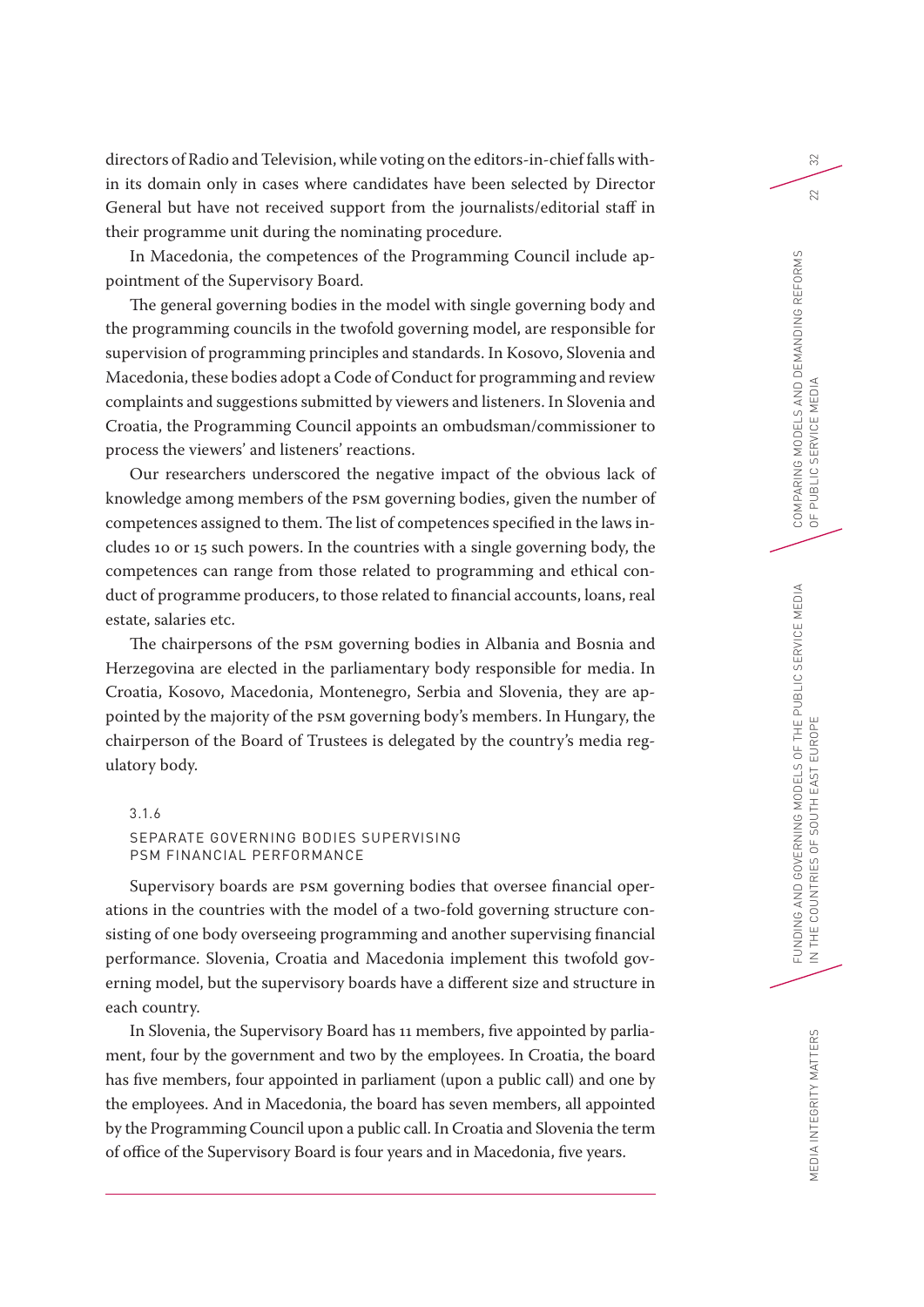directors of Radio and Television, while voting on the editors-in-chief falls within its domain only in cases where candidates have been selected by Director General but have not received support from the journalists/editorial staff in their programme unit during the nominating procedure.

In Macedonia, the competences of the Programming Council include appointment of the Supervisory Board.

The general governing bodies in the model with single governing body and the programming councils in the twofold governing model, are responsible for supervision of programming principles and standards. In Kosovo, Slovenia and Macedonia, these bodies adopt a Code of Conduct for programming and review complaints and suggestions submitted by viewers and listeners. In Slovenia and Croatia, the Programming Council appoints an ombudsman/commissioner to process the viewers' and listeners' reactions.

Our researchers underscored the negative impact of the obvious lack of knowledge among members of the PSM governing bodies, given the number of competences assigned to them. The list of competences specified in the laws includes 10 or 15 such powers. In the countries with a single governing body, the competences can range from those related to programming and ethical conduct of programme producers, to those related to financial accounts, loans, real estate, salaries etc.

The chairpersons of the PSM governing bodies in Albania and Bosnia and Herzegovina are elected in the parliamentary body responsible for media. In Croatia, Kosovo, Macedonia, Montenegro, Serbia and Slovenia, they are appointed by the majority of the PSM governing body's members. In Hungary, the chairperson of the Board of Trustees is delegated by the country's media regulatory body.

### 3.1.6 SEPARATE GOVERNING BODIES SUPERVISING PSM FINANCIAL PERFORMANCE

Supervisory boards are PSM governing bodies that oversee financial operations in the countries with the model of a two-fold governing structure consisting of one body overseeing programming and another supervising financial performance. Slovenia, Croatia and Macedonia implement this twofold governing model, but the supervisory boards have a different size and structure in each country.

In Slovenia, the Supervisory Board has 11 members, five appointed by parliament, four by the government and two by the employees. In Croatia, the board has five members, four appointed in parliament (upon a public call) and one by the employees. And in Macedonia, the board has seven members, all appointed by the Programming Council upon a public call. In Croatia and Slovenia the term of office of the Supervisory Board is four years and in Macedonia, five years.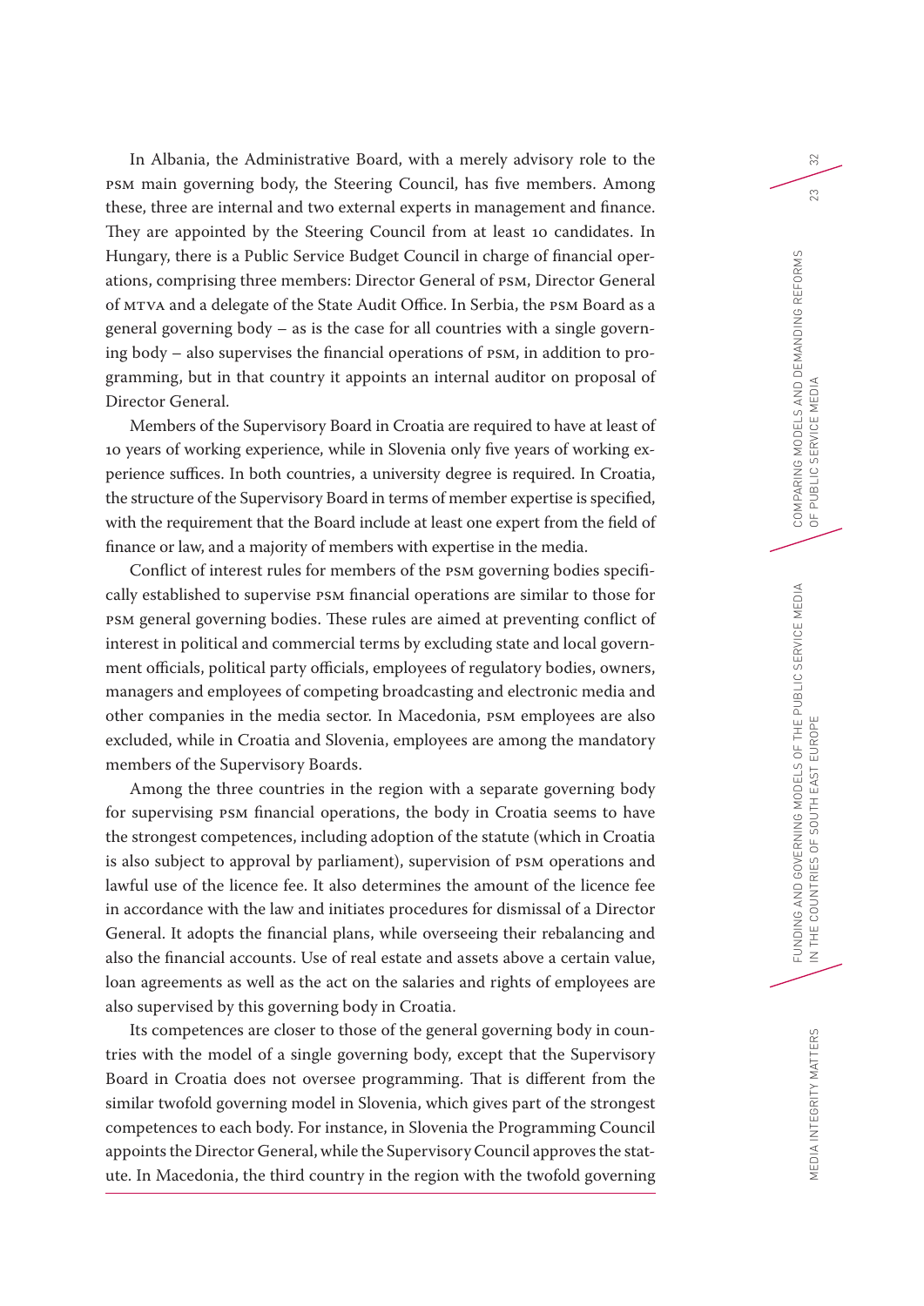In Albania, the Administrative Board, with a merely advisory role to the PSM main governing body, the Steering Council, has five members. Among these, three are internal and two external experts in management and finance. They are appointed by the Steering Council from at least 10 candidates. In Hungary, there is a Public Service Budget Council in charge of financial operations, comprising three members: Director General of PSM, Director General of MTVA and a delegate of the State Audit Office. In Serbia, the PSM Board as a general governing body – as is the case for all countries with a single governing body – also supervises the financial operations of PSM, in addition to programming, but in that country it appoints an internal auditor on proposal of Director General.

Members of the Supervisory Board in Croatia are required to have at least of 10 years of working experience, while in Slovenia only five years of working experience suffices. In both countries, a university degree is required. In Croatia, the structure of the Supervisory Board in terms of member expertise is specified, with the requirement that the Board include at least one expert from the field of finance or law, and a majority of members with expertise in the media.

Conflict of interest rules for members of the PSM governing bodies specifically established to supervise PSM financial operations are similar to those for PSM general governing bodies. These rules are aimed at preventing conflict of interest in political and commercial terms by excluding state and local government officials, political party officials, employees of regulatory bodies, owners, managers and employees of competing broadcasting and electronic media and other companies in the media sector. In Macedonia, PSM employees are also excluded, while in Croatia and Slovenia, employees are among the mandatory members of the Supervisory Boards.

Among the three countries in the region with a separate governing body for supervising PSM financial operations, the body in Croatia seems to have the strongest competences, including adoption of the statute (which in Croatia is also subject to approval by parliament), supervision of PSM operations and lawful use of the licence fee. It also determines the amount of the licence fee in accordance with the law and initiates procedures for dismissal of a Director General. It adopts the financial plans, while overseeing their rebalancing and also the financial accounts. Use of real estate and assets above a certain value, loan agreements as well as the act on the salaries and rights of employees are also supervised by this governing body in Croatia.

Its competences are closer to those of the general governing body in countries with the model of a single governing body, except that the Supervisory Board in Croatia does not oversee programming. That is different from the similar twofold governing model in Slovenia, which gives part of the strongest competences to each body. For instance, in Slovenia the Programming Council appoints the Director General, while the Supervisory Council approves the statute. In Macedonia, the third country in the region with the twofold governing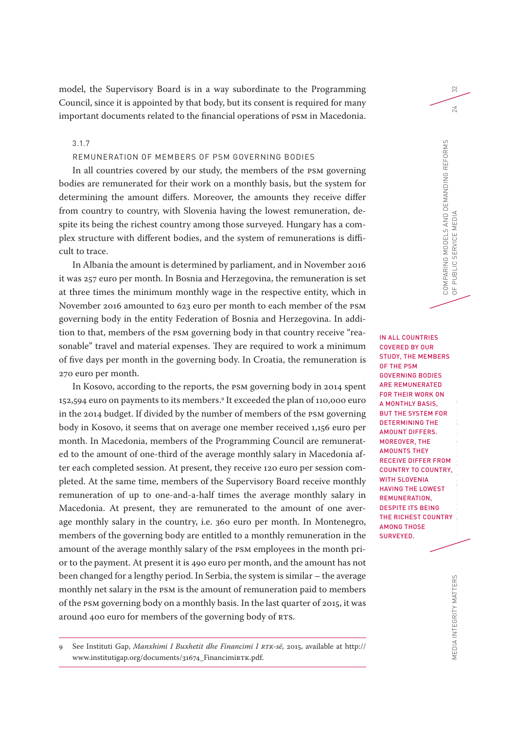model, the Supervisory Board is in a way subordinate to the Programming Council, since it is appointed by that body, but its consent is required for many important documents related to the financial operations of PSM in Macedonia.

### 3.1.7 REMUNERATION OF MEMBERS OF PSM GOVERNING BODIES

In all countries covered by our study, the members of the PSM governing bodies are remunerated for their work on a monthly basis, but the system for determining the amount differs. Moreover, the amounts they receive differ from country to country, with Slovenia having the lowest remuneration, despite its being the richest country among those surveyed. Hungary has a complex structure with different bodies, and the system of remunerations is difficult to trace.

In Albania the amount is determined by parliament, and in November 2016 it was 257 euro per month. In Bosnia and Herzegovina, the remuneration is set at three times the minimum monthly wage in the respective entity, which in November 2016 amounted to 623 euro per month to each member of the PSM governing body in the entity Federation of Bosnia and Herzegovina. In addition to that, members of the PSM governing body in that country receive "reasonable" travel and material expenses. They are required to work a minimum of five days per month in the governing body. In Croatia, the remuneration is 270 euro per month.

In Kosovo, according to the reports, the PSM governing body in 2014 spent 152,594 euro on payments to its members.[9] It exceeded the plan of 110,000 euro in the 2014 budget. If divided by the number of members of the PSM governing body in Kosovo, it seems that on average one member received 1,156 euro per month. In Macedonia, members of the Programming Council are remunerated to the amount of one-third of the average monthly salary in Macedonia after each completed session. At present, they receive 120 euro per session completed. At the same time, members of the Supervisory Board receive monthly remuneration of up to one-and-a-half times the average monthly salary in Macedonia. At present, they are remunerated to the amount of one average monthly salary in the country, i.e. 360 euro per month. In Montenegro, members of the governing body are entitled to a monthly remuneration in the amount of the average monthly salary of the PSM employees in the month prior to the payment. At present it is 490 euro per month, and the amount has not been changed for a lengthy period. In Serbia, the system is similar – the average monthly net salary in the PSM is the amount of remuneration paid to members of the PSM governing body on a monthly basis. In the last quarter of 2015, it was around 400 euro for members of the governing body of RTS.

**IN ALL COUNTRIES COVERED BY OUR STUDY, THE MEMBERS OF THE PSM GOVERNING BODIES ARE REMUNERATED FOR THEIR WORK ON A MONTHLY BASIS, BUT THE SYSTEM FOR DETERMINING THE AMOUNT DIFFERS. MOREOVER, THE AMOUNTS THEY RECEIVE DIFFER FROM COUNTRY TO COUNTRY, WITH SLOVENIA HAVING THE LOWEST REMUNERATION, DESPITE ITS BEING THE RICHEST COUNTRY AMONG THOSE SURVEYED.**

---

9 See Instituti Gap, *Manxhimi I Buxhetit dhe Financimi I RTK-së*, 2015, available at http://www.institutigap.org/documents/31674_FinancimiRTK.pdf.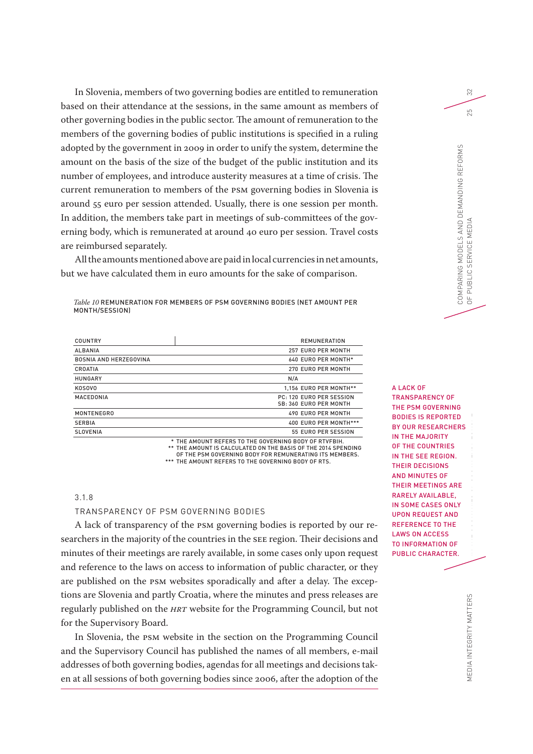In Slovenia, members of two governing bodies are entitled to remuneration based on their attendance at the sessions, in the same amount as members of other governing bodies in the public sector. The amount of remuneration to the members of the governing bodies of public institutions is specified in a ruling adopted by the government in 2009 in order to unify the system, determine the amount on the basis of the size of the budget of the public institution and its number of employees, and introduce austerity measures at a time of crisis. The current remuneration to members of the PSM governing bodies in Slovenia is around 55 euro per session attended. Usually, there is one session per month. In addition, the members take part in meetings of sub-committees of the governing body, which is remunerated at around 40 euro per session. Travel costs are reimbursed separately.

All the amounts mentioned above are paid in local currencies in net amounts, but we have calculated them in euro amounts for the sake of comparison.

*Table 10* REMUNERATION FOR MEMBERS OF PSM GOVERNING BODIES (NET AMOUNT PER MONTH/SESSION)

| COUNTRY | REMUNERATION |
|---|---|
| ALBANIA | 257 EURO PER MONTH |
| BOSNIA AND HERZEGOVINA | 640 EURO PER MONTH* |
| CROATIA | 270 EURO PER MONTH |
| HUNGARY | N/A |
| KOSOVO | 1,156 EURO PER MONTH** |
| MACEDONIA | PC: 120 EURO PER SESSION<br>SB: 360 EURO PER MONTH |
| MONTENEGRO | 490 EURO PER MONTH |
| SERBIA | 400 EURO PER MONTH*** |
| SLOVENIA | 55 EURO PER SESSION |

\* THE AMOUNT REFERS TO THE GOVERNING BODY OF RTVFBIH.
** THE AMOUNT IS CALCULATED ON THE BASIS OF THE 2014 SPENDING OF THE PSM GOVERNING BODY FOR REMUNERATING ITS MEMBERS.
*** THE AMOUNT REFERS TO THE GOVERNING BODY OF RTS.

### 3.1.8 TRANSPARENCY OF PSM GOVERNING BODIES

A lack of transparency of the PSM governing bodies is reported by our researchers in the majority of the countries in the SEE region. Their decisions and minutes of their meetings are rarely available, in some cases only upon request and reference to the laws on access to information of public character, or they are published on the PSM websites sporadically and after a delay. The exceptions are Slovenia and partly Croatia, where the minutes and press releases are regularly published on the *HRT* website for the Programming Council, but not for the Supervisory Board.

A LACK OF TRANSPARENCY OF THE PSM GOVERNING BODIES IS REPORTED BY OUR RESEARCHERS IN THE MAJORITY OF THE COUNTRIES IN THE SEE REGION. THEIR DECISIONS AND MINUTES OF THEIR MEETINGS ARE RARELY AVAILABLE, IN SOME CASES ONLY UPON REQUEST AND REFERENCE TO THE LAWS ON ACCESS TO INFORMATION OF PUBLIC CHARACTER.

In Slovenia, the PSM website in the section on the Programming Council and the Supervisory Council has published the names of all members, e-mail addresses of both governing bodies, agendas for all meetings and decisions taken at all sessions of both governing bodies since 2006, after the adoption of the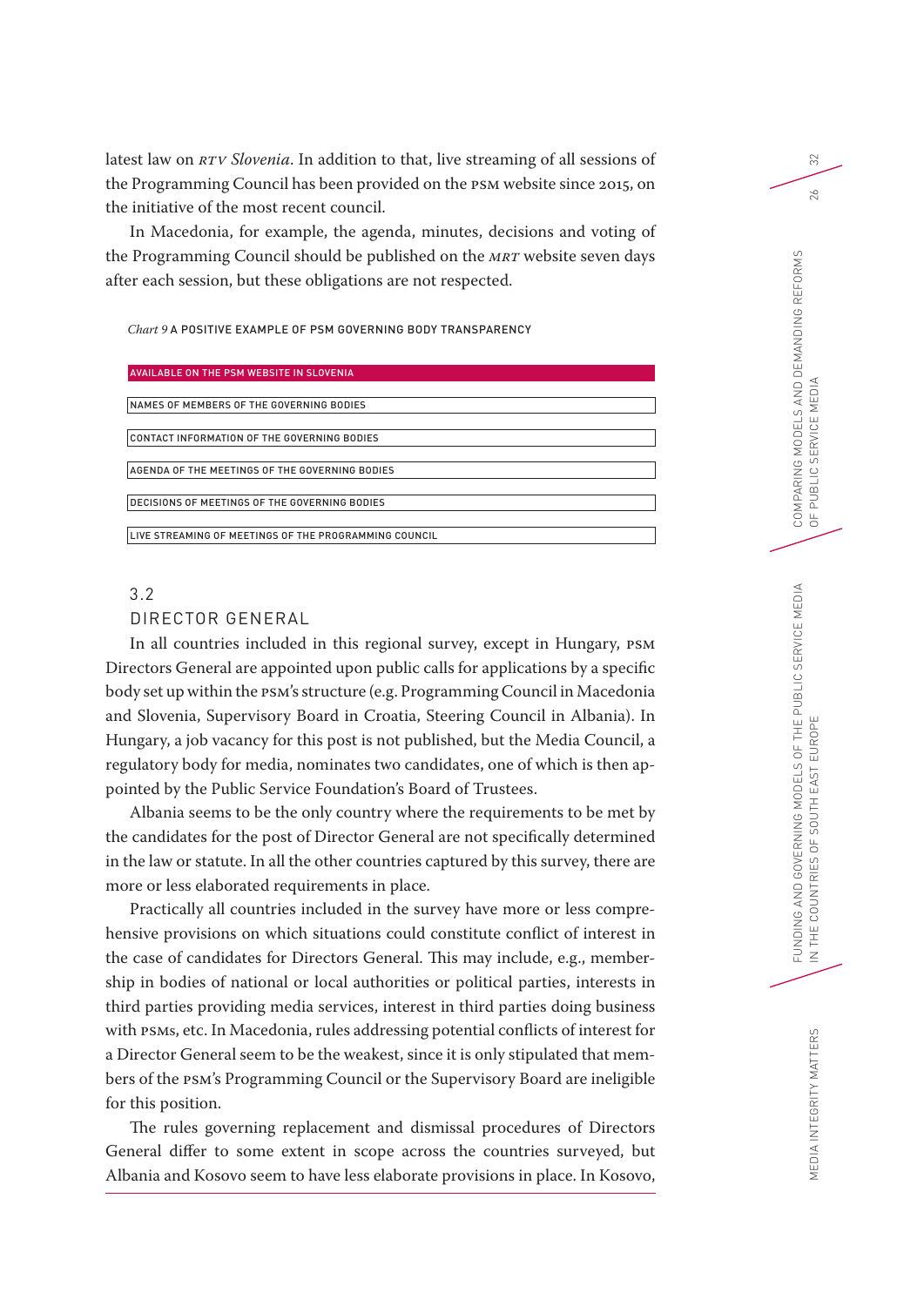latest law on *RTV Slovenia*. In addition to that, live streaming of all sessions of the Programming Council has been provided on the PSM website since 2015, on the initiative of the most recent council.

In Macedonia, for example, the agenda, minutes, decisions and voting of the Programming Council should be published on the *MRT* website seven days after each session, but these obligations are not respected.

*Chart 9* A POSITIVE EXAMPLE OF PSM GOVERNING BODY TRANSPARENCY

| AVAILABLE ON THE PSM WEBSITE IN SLOVENIA |
| --- |
| NAMES OF MEMBERS OF THE GOVERNING BODIES |
| CONTACT INFORMATION OF THE GOVERNING BODIES |
| AGENDA OF THE MEETINGS OF THE GOVERNING BODIES |
| DECISIONS OF MEETINGS OF THE GOVERNING BODIES |
| LIVE STREAMING OF MEETINGS OF THE PROGRAMMING COUNCIL |

## 3.2 DIRECTOR GENERAL

In all countries included in this regional survey, except in Hungary, PSM Directors General are appointed upon public calls for applications by a specific body set up within the PSM's structure (e.g. Programming Council in Macedonia and Slovenia, Supervisory Board in Croatia, Steering Council in Albania). In Hungary, a job vacancy for this post is not published, but the Media Council, a regulatory body for media, nominates two candidates, one of which is then appointed by the Public Service Foundation's Board of Trustees.

Albania seems to be the only country where the requirements to be met by the candidates for the post of Director General are not specifically determined in the law or statute. In all the other countries captured by this survey, there are more or less elaborated requirements in place.

Practically all countries included in the survey have more or less comprehensive provisions on which situations could constitute conflict of interest in the case of candidates for Directors General. This may include, e.g., membership in bodies of national or local authorities or political parties, interests in third parties providing media services, interest in third parties doing business with PSMs, etc. In Macedonia, rules addressing potential conflicts of interest for a Director General seem to be the weakest, since it is only stipulated that members of the PSM's Programming Council or the Supervisory Board are ineligible for this position.

The rules governing replacement and dismissal procedures of Directors General differ to some extent in scope across the countries surveyed, but Albania and Kosovo seem to have less elaborate provisions in place. In Kosovo,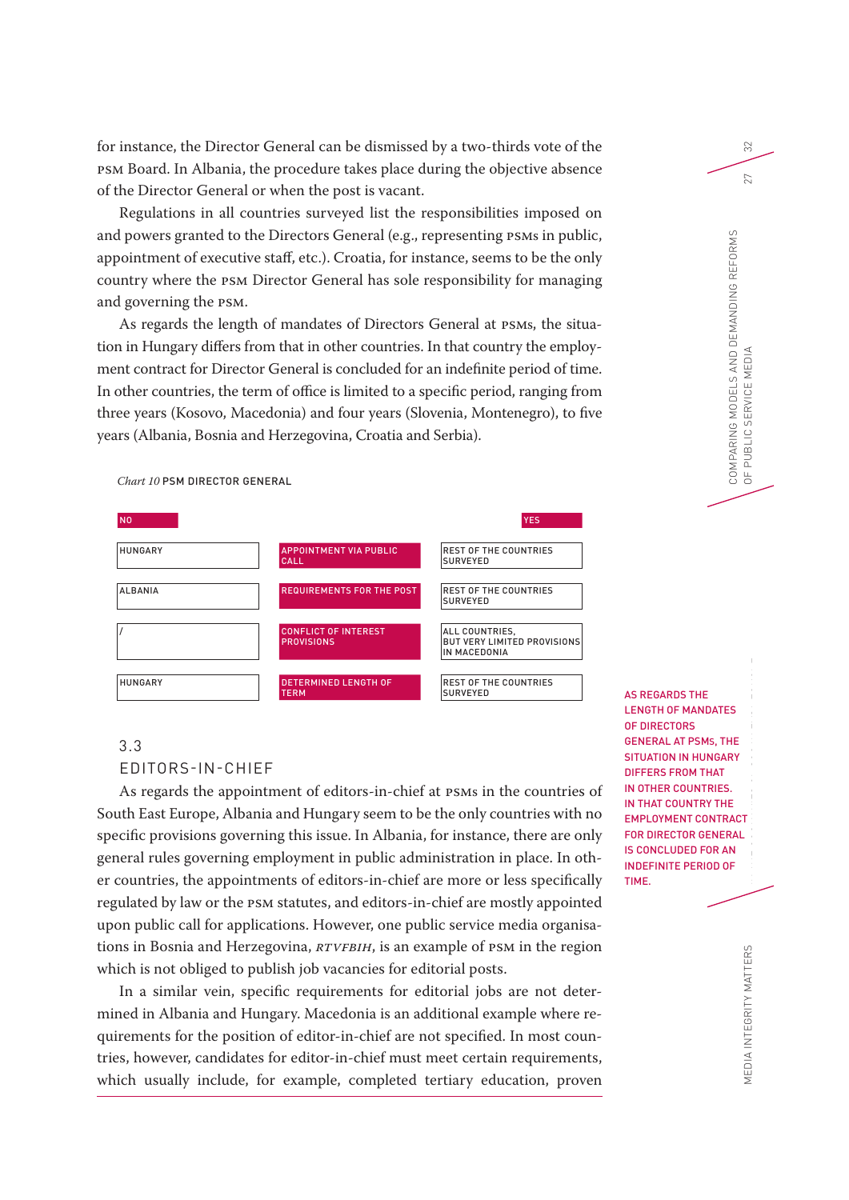for instance, the Director General can be dismissed by a two-thirds vote of the PSM Board. In Albania, the procedure takes place during the objective absence of the Director General or when the post is vacant.

Regulations in all countries surveyed list the responsibilities imposed on and powers granted to the Directors General (e.g., representing PSMs in public, appointment of executive staff, etc.). Croatia, for instance, seems to be the only country where the PSM Director General has sole responsibility for managing and governing the PSM.

As regards the length of mandates of Directors General at PSMs, the situation in Hungary differs from that in other countries. In that country the employment contract for Director General is concluded for an indefinite period of time. In other countries, the term of office is limited to a specific period, ranging from three years (Kosovo, Macedonia) and four years (Slovenia, Montenegro), to five years (Albania, Bosnia and Herzegovina, Croatia and Serbia).

*Chart 10* PSM DIRECTOR GENERAL

| NO | | YES |
|---|---|---|
| HUNGARY | APPOINTMENT VIA PUBLIC CALL | REST OF THE COUNTRIES SURVEYED |
| ALBANIA | REQUIREMENTS FOR THE POST | REST OF THE COUNTRIES SURVEYED |
| / | CONFLICT OF INTEREST PROVISIONS | ALL COUNTRIES, BUT VERY LIMITED PROVISIONS IN MACEDONIA |
| HUNGARY | DETERMINED LENGTH OF TERM | REST OF THE COUNTRIES SURVEYED |

AS REGARDS THE LENGTH OF MANDATES OF DIRECTORS GENERAL AT PSMS, THE SITUATION IN HUNGARY DIFFERS FROM THAT IN OTHER COUNTRIES. IN THAT COUNTRY THE EMPLOYMENT CONTRACT FOR DIRECTOR GENERAL IS CONCLUDED FOR AN INDEFINITE PERIOD OF TIME.

## 3.3 EDITORS-IN-CHIEF

As regards the appointment of editors-in-chief at PSMs in the countries of South East Europe, Albania and Hungary seem to be the only countries with no specific provisions governing this issue. In Albania, for instance, there are only general rules governing employment in public administration in place. In other countries, the appointments of editors-in-chief are more or less specifically regulated by law or the PSM statutes, and editors-in-chief are mostly appointed upon public call for applications. However, one public service media organisations in Bosnia and Herzegovina, *RTVFBIH*, is an example of PSM in the region which is not obliged to publish job vacancies for editorial posts.

In a similar vein, specific requirements for editorial jobs are not determined in Albania and Hungary. Macedonia is an additional example where requirements for the position of editor-in-chief are not specified. In most countries, however, candidates for editor-in-chief must meet certain requirements, which usually include, for example, completed tertiary education, proven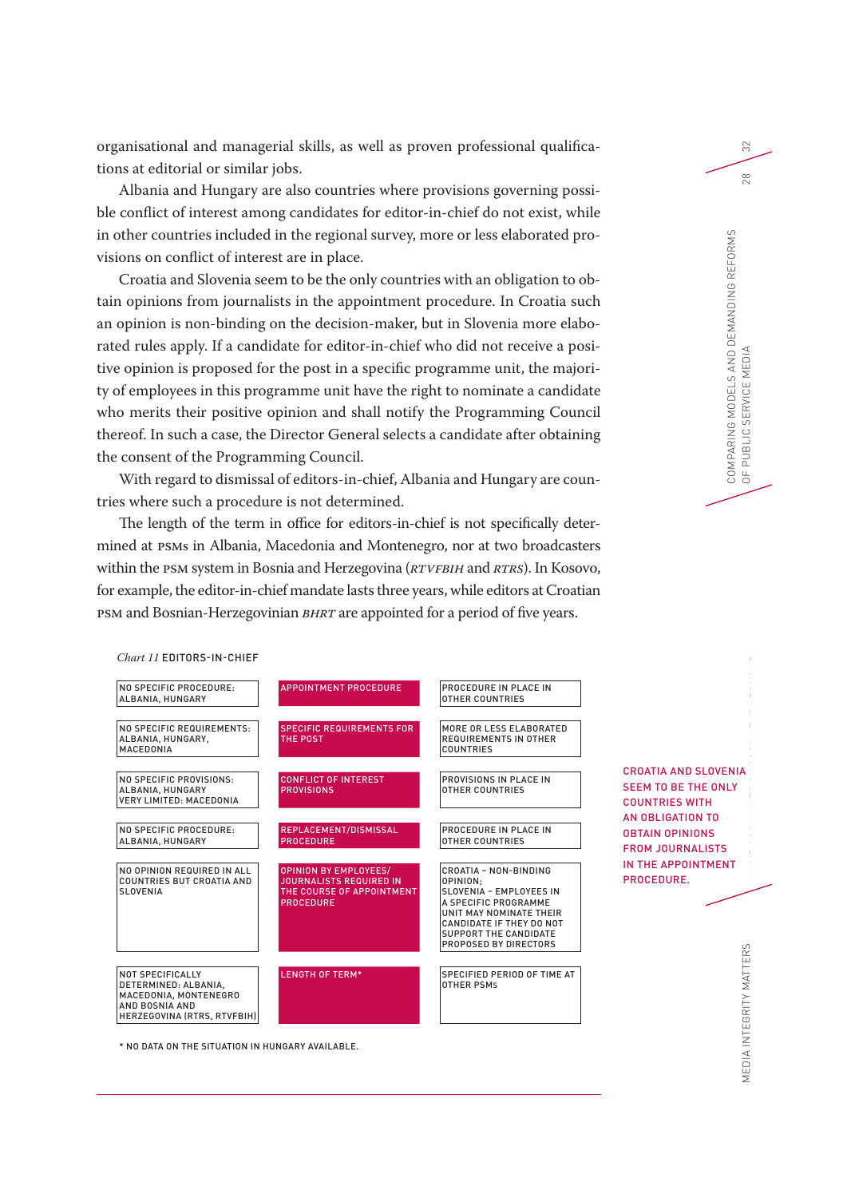organisational and managerial skills, as well as proven professional qualifications at editorial or similar jobs.

Albania and Hungary are also countries where provisions governing possible conflict of interest among candidates for editor-in-chief do not exist, while in other countries included in the regional survey, more or less elaborated provisions on conflict of interest are in place.

Croatia and Slovenia seem to be the only countries with an obligation to obtain opinions from journalists in the appointment procedure. In Croatia such an opinion is non-binding on the decision-maker, but in Slovenia more elaborated rules apply. If a candidate for editor-in-chief who did not receive a positive opinion is proposed for the post in a specific programme unit, the majority of employees in this programme unit have the right to nominate a candidate who merits their positive opinion and shall notify the Programming Council thereof. In such a case, the Director General selects a candidate after obtaining the consent of the Programming Council.

With regard to dismissal of editors-in-chief, Albania and Hungary are countries where such a procedure is not determined.

The length of the term in office for editors-in-chief is not specifically determined at PSMs in Albania, Macedonia and Montenegro, nor at two broadcasters within the PSM system in Bosnia and Herzegovina (*RTVFBIH* and *RTRS*). In Kosovo, for example, the editor-in-chief mandate lasts three years, while editors at Croatian PSM and Bosnian-Herzegovinian *BHRT* are appointed for a period of five years.

*Chart 11* EDITORS-IN-CHIEF

| | | |
|---|---|---|
| NO SPECIFIC PROCEDURE: ALBANIA, HUNGARY | APPOINTMENT PROCEDURE | PROCEDURE IN PLACE IN OTHER COUNTRIES |
| NO SPECIFIC REQUIREMENTS: ALBANIA, HUNGARY, MACEDONIA | SPECIFIC REQUIREMENTS FOR THE POST | MORE OR LESS ELABORATED REQUIREMENTS IN OTHER COUNTRIES |
| NO SPECIFIC PROVISIONS: ALBANIA, HUNGARY VERY LIMITED: MACEDONIA | CONFLICT OF INTEREST PROVISIONS | PROVISIONS IN PLACE IN OTHER COUNTRIES |
| NO SPECIFIC PROCEDURE: ALBANIA, HUNGARY | REPLACEMENT/DISMISSAL PROCEDURE | PROCEDURE IN PLACE IN OTHER COUNTRIES |
| NO OPINION REQUIRED IN ALL COUNTRIES BUT CROATIA AND SLOVENIA | OPINION BY EMPLOYEES/ JOURNALISTS REQUIRED IN THE COURSE OF APPOINTMENT PROCEDURE | CROATIA – NON-BINDING OPINION; SLOVENIA – EMPLOYEES IN A SPECIFIC PROGRAMME UNIT MAY NOMINATE THEIR CANDIDATE IF THEY DO NOT SUPPORT THE CANDIDATE PROPOSED BY DIRECTORS |
| NOT SPECIFICALLY DETERMINED: ALBANIA, MACEDONIA, MONTENEGRO AND BOSNIA AND HERZEGOVINA (RTRS, RTVFBIH) | LENGTH OF TERM* | SPECIFIED PERIOD OF TIME AT OTHER PSMs |

* NO DATA ON THE SITUATION IN HUNGARY AVAILABLE.

CROATIA AND SLOVENIA SEEM TO BE THE ONLY COUNTRIES WITH AN OBLIGATION TO OBTAIN OPINIONS FROM JOURNALISTS IN THE APPOINTMENT PROCEDURE.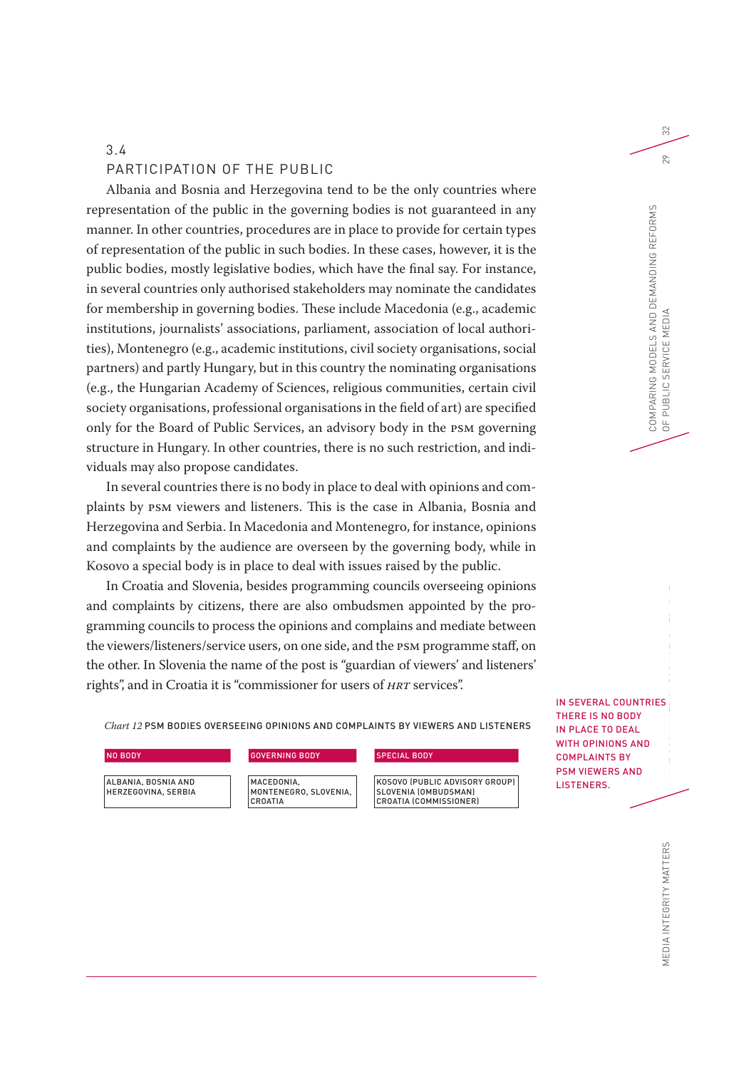## 3.4 PARTICIPATION OF THE PUBLIC

Albania and Bosnia and Herzegovina tend to be the only countries where representation of the public in the governing bodies is not guaranteed in any manner. In other countries, procedures are in place to provide for certain types of representation of the public in such bodies. In these cases, however, it is the public bodies, mostly legislative bodies, which have the final say. For instance, in several countries only authorised stakeholders may nominate the candidates for membership in governing bodies. These include Macedonia (e.g., academic institutions, journalists' associations, parliament, association of local authorities), Montenegro (e.g., academic institutions, civil society organisations, social partners) and partly Hungary, but in this country the nominating organisations (e.g., the Hungarian Academy of Sciences, religious communities, certain civil society organisations, professional organisations in the field of art) are specified only for the Board of Public Services, an advisory body in the PSM governing structure in Hungary. In other countries, there is no such restriction, and individuals may also propose candidates.

In several countries there is no body in place to deal with opinions and complaints by PSM viewers and listeners. This is the case in Albania, Bosnia and Herzegovina and Serbia. In Macedonia and Montenegro, for instance, opinions and complaints by the audience are overseen by the governing body, while in Kosovo a special body is in place to deal with issues raised by the public.

In Croatia and Slovenia, besides programming councils overseeing opinions and complaints by citizens, there are also ombudsmen appointed by the programming councils to process the opinions and complains and mediate between the viewers/listeners/service users, on one side, and the PSM programme staff, on the other. In Slovenia the name of the post is "guardian of viewers' and listeners' rights", and in Croatia it is "commissioner for users of *HRT* services".

**IN SEVERAL COUNTRIES THERE IS NO BODY IN PLACE TO DEAL WITH OPINIONS AND COMPLAINTS BY PSM VIEWERS AND LISTENERS.**

*Chart 12* PSM BODIES OVERSEEING OPINIONS AND COMPLAINTS BY VIEWERS AND LISTENERS

| NO BODY | GOVERNING BODY | SPECIAL BODY |
|---|---|---|
| ALBANIA, BOSNIA AND HERZEGOVINA, SERBIA | MACEDONIA, MONTENEGRO, SLOVENIA, CROATIA | KOSOVO (PUBLIC ADVISORY GROUP) SLOVENIA (OMBUDSMAN) CROATIA (COMMISSIONER) |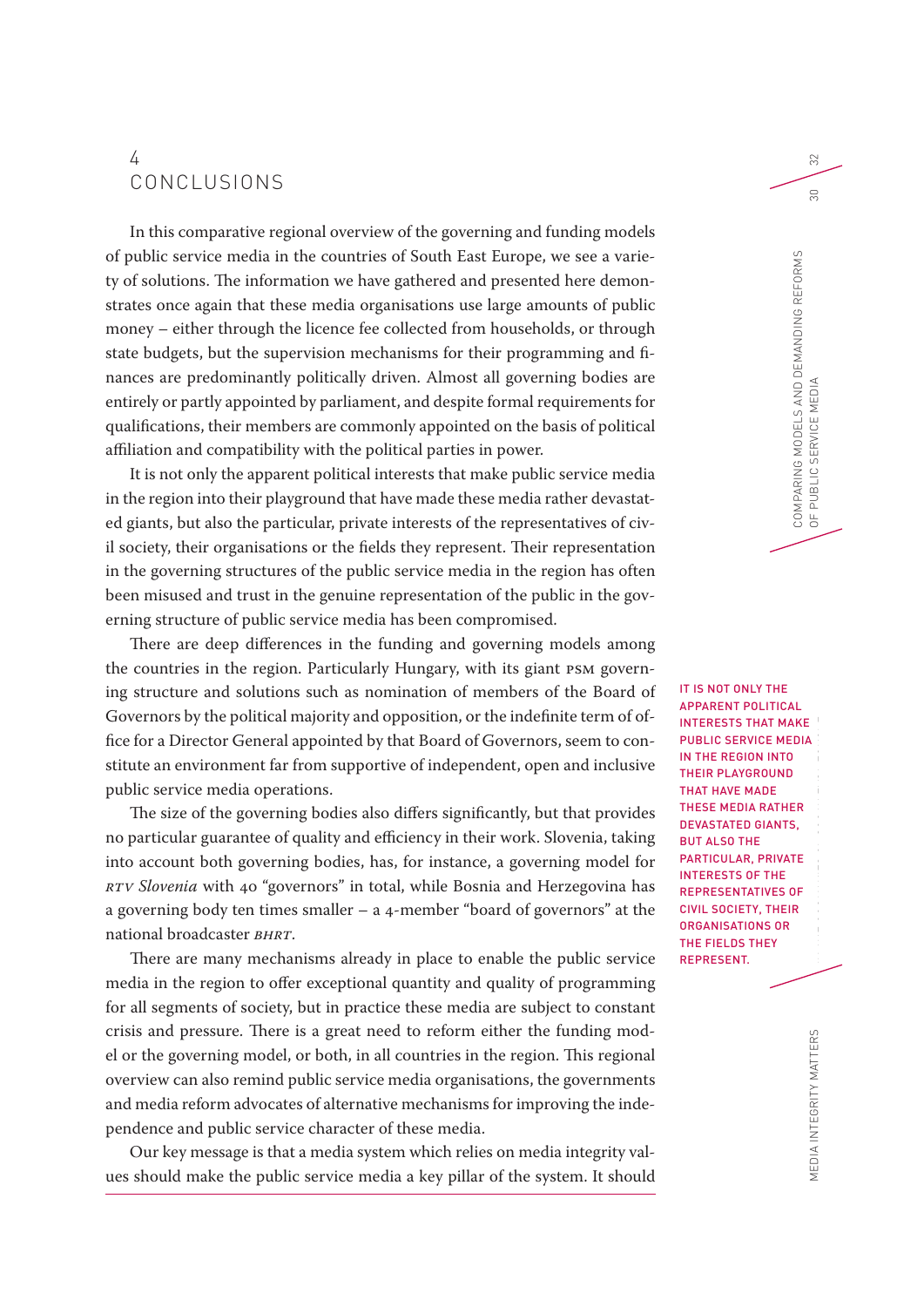# 4 CONCLUSIONS

In this comparative regional overview of the governing and funding models of public service media in the countries of South East Europe, we see a variety of solutions. The information we have gathered and presented here demonstrates once again that these media organisations use large amounts of public money – either through the licence fee collected from households, or through state budgets, but the supervision mechanisms for their programming and finances are predominantly politically driven. Almost all governing bodies are entirely or partly appointed by parliament, and despite formal requirements for qualifications, their members are commonly appointed on the basis of political affiliation and compatibility with the political parties in power.

It is not only the apparent political interests that make public service media in the region into their playground that have made these media rather devastated giants, but also the particular, private interests of the representatives of civil society, their organisations or the fields they represent. Their representation in the governing structures of the public service media in the region has often been misused and trust in the genuine representation of the public in the governing structure of public service media has been compromised.

IT IS NOT ONLY THE APPARENT POLITICAL INTERESTS THAT MAKE PUBLIC SERVICE MEDIA IN THE REGION INTO THEIR PLAYGROUND THAT HAVE MADE THESE MEDIA RATHER DEVASTATED GIANTS, BUT ALSO THE PARTICULAR, PRIVATE INTERESTS OF THE REPRESENTATIVES OF CIVIL SOCIETY, THEIR ORGANISATIONS OR THE FIELDS THEY REPRESENT.

There are deep differences in the funding and governing models among the countries in the region. Particularly Hungary, with its giant PSM governing structure and solutions such as nomination of members of the Board of Governors by the political majority and opposition, or the indefinite term of office for a Director General appointed by that Board of Governors, seem to constitute an environment far from supportive of independent, open and inclusive public service media operations.

The size of the governing bodies also differs significantly, but that provides no particular guarantee of quality and efficiency in their work. Slovenia, taking into account both governing bodies, has, for instance, a governing model for *RTV Slovenia* with 40 "governors" in total, while Bosnia and Herzegovina has a governing body ten times smaller – a 4-member "board of governors" at the national broadcaster *BHRT*.

There are many mechanisms already in place to enable the public service media in the region to offer exceptional quantity and quality of programming for all segments of society, but in practice these media are subject to constant crisis and pressure. There is a great need to reform either the funding model or the governing model, or both, in all countries in the region. This regional overview can also remind public service media organisations, the governments and media reform advocates of alternative mechanisms for improving the independence and public service character of these media.

Our key message is that a media system which relies on media integrity values should make the public service media a key pillar of the system. It should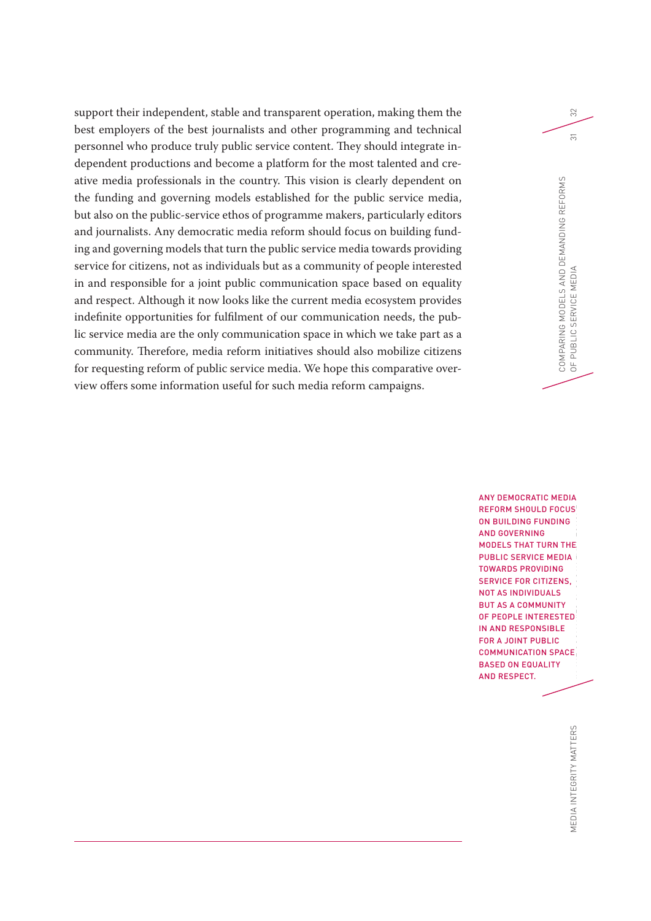support their independent, stable and transparent operation, making them the best employers of the best journalists and other programming and technical personnel who produce truly public service content. They should integrate independent productions and become a platform for the most talented and creative media professionals in the country. This vision is clearly dependent on the funding and governing models established for the public service media, but also on the public-service ethos of programme makers, particularly editors and journalists. Any democratic media reform should focus on building funding and governing models that turn the public service media towards providing service for citizens, not as individuals but as a community of people interested in and responsible for a joint public communication space based on equality and respect. Although it now looks like the current media ecosystem provides indefinite opportunities for fulfilment of our communication needs, the public service media are the only communication space in which we take part as a community. Therefore, media reform initiatives should also mobilize citizens for requesting reform of public service media. We hope this comparative overview offers some information useful for such media reform campaigns.

ANY DEMOCRATIC MEDIA REFORM SHOULD FOCUS ON BUILDING FUNDING AND GOVERNING MODELS THAT TURN THE PUBLIC SERVICE MEDIA TOWARDS PROVIDING SERVICE FOR CITIZENS, NOT AS INDIVIDUALS BUT AS A COMMUNITY OF PEOPLE INTERESTED IN AND RESPONSIBLE FOR A JOINT PUBLIC COMMUNICATION SPACE BASED ON EQUALITY AND RESPECT.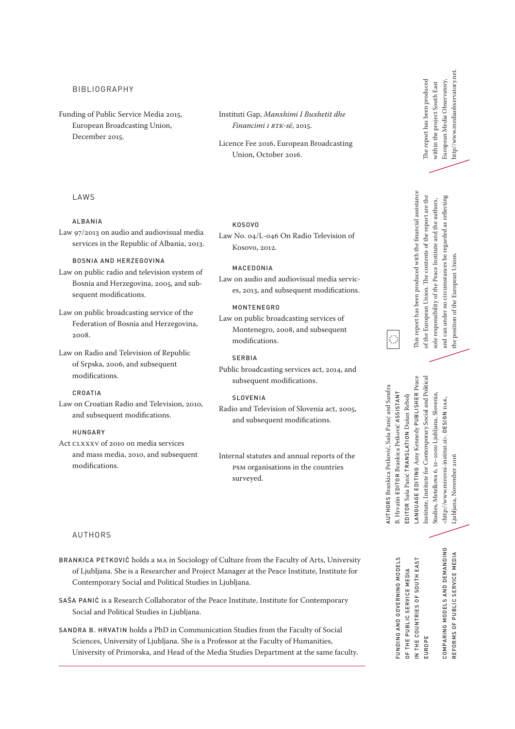## BIBLIOGRAPHY

Funding of Public Service Media 2015, European Broadcasting Union, December 2015.

Instituti Gap, *Manxhimi I Buxhetit dhe Financimi i RTK-së*, 2015.

Licence Fee 2016, European Broadcasting Union, October 2016.

## LAWS

### ALBANIA

Law 97/2013 on audio and audiovisual media services in the Republic of Albania, 2013.

### BOSNIA AND HERZEGOVINA

Law on public radio and television system of Bosnia and Herzegovina, 2005, and subsequent modifications.

Law on public broadcasting service of the Federation of Bosnia and Herzegovina, 2008.

Law on Radio and Television of Republic of Srpska, 2006, and subsequent modifications.

### CROATIA

Law on Croatian Radio and Television, 2010, and subsequent modifications.

### HUNGARY

Act CLXXXV of 2010 on media services and mass media, 2010, and subsequent modifications.

### KOSOVO

Law No. 04/L-046 On Radio Television of Kosovo, 2012.

### MACEDONIA

Law on audio and audiovisual media services, 2013, and subsequent modifications.

### MONTENEGRO

Law on public broadcasting services of Montenegro, 2008, and subsequent modifications.

### SERBIA

Public broadcasting services act, 2014, and subsequent modifications.

### SLOVENIA

Radio and Television of Slovenia act, 2005, and subsequent modifications.

Internal statutes and annual reports of the PSM organisations in the countries surveyed.

## AUTHORS

**BRANKICA PETKOVIĆ** holds a MA in Sociology of Culture from the Faculty of Arts, University of Ljubljana. She is a Researcher and Project Manager at the Peace Institute, Institute for Contemporary Social and Political Studies in Ljubljana.

**SAŠA PANIĆ** is a Research Collaborator of the Peace Institute, Institute for Contemporary Social and Political Studies in Ljubljana.

**SANDRA B. HRVATIN** holds a PhD in Communication Studies from the Faculty of Social Sciences, University of Ljubljana. She is a Professor at the Faculty of Humanities, University of Primorska, and Head of the Media Studies Department at the same faculty.

FUNDING AND GOVERNING MODELS OF THE PUBLIC SERVICE MEDIA IN THE COUNTRIES OF SOUTH EAST EUROPE

COMPARING MODELS AND DEMANDING REFORMS OF PUBLIC SERVICE MEDIA

**AUTHORS** Brankica Petković, Saša Panić and Sandra B. Hrvatin **EDITOR** Brankica Petković **ASSISTANT EDITOR** Saša Panić **TRANSLATION** Dušan Rebolj **LANGUAGE EDITING** Amy Kennedy **PUBLISHER** Peace Institute, Institute for Contemporary Social and Political Studies, Metelkova 6, SI–1000 Ljubljana, Slovenia, <http://www.mirovni-institut.si>. **DESIGN** DAK, Ljubljana, November 2016

This report has been produced with the financial assistance of the European Union. The contents of the report are the sole responsibility of the Peace Institute and the authors, and can under no circumstances be regarded as reflecting the position of the European Union.

The report has been produced within the project South East European Media Observatory, http//www.mediaobservatory.net.